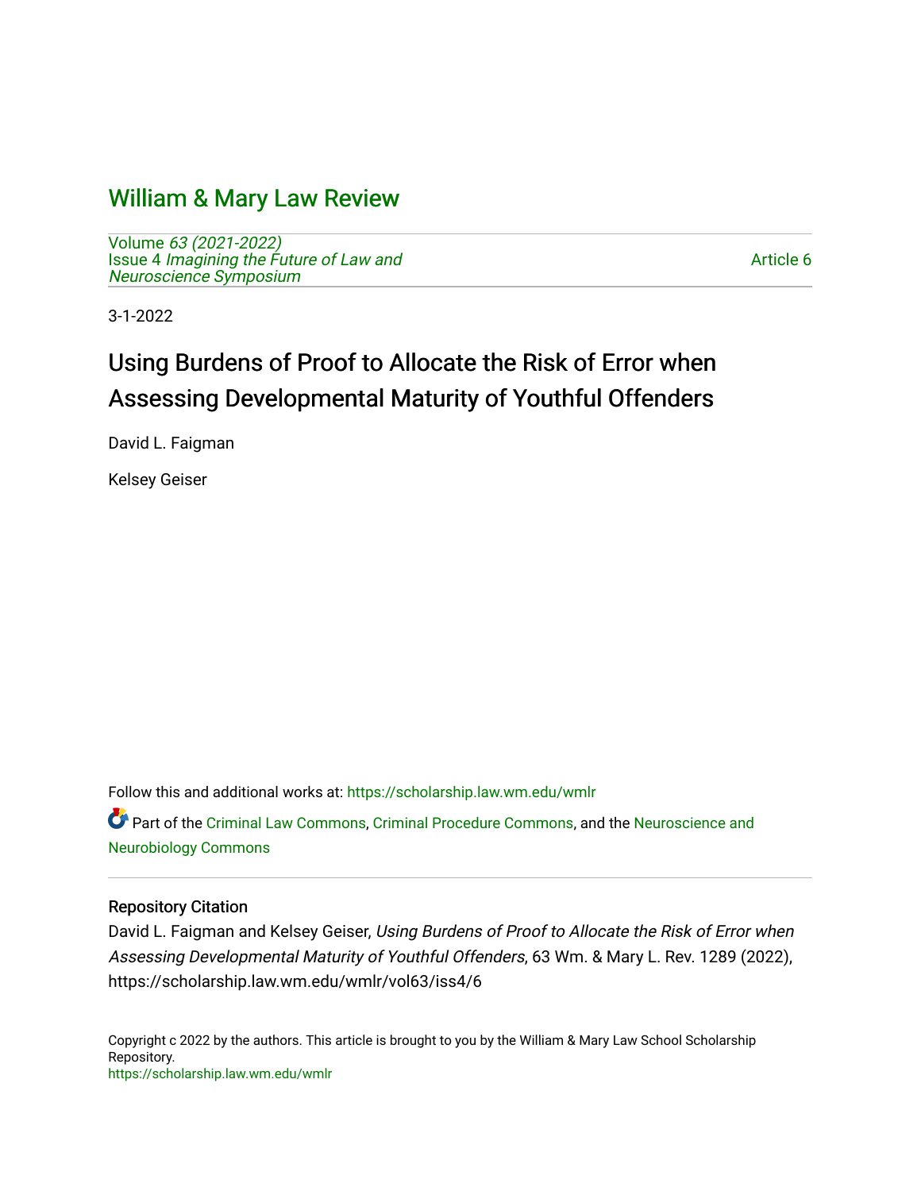# William & Mary Law Review

Volume *63 (2021-2022)*
Issue 4 *Imagining the Future of Law and Neuroscience Symposium*

Article 6

3-1-2022

## Using Burdens of Proof to Allocate the Risk of Error when Assessing Developmental Maturity of Youthful Offenders

David L. Faigman

Kelsey Geiser

Follow this and additional works at: https://scholarship.law.wm.edu/wmlr

Part of the Criminal Law Commons, Criminal Procedure Commons, and the Neuroscience and Neurobiology Commons

### Repository Citation

David L. Faigman and Kelsey Geiser, *Using Burdens of Proof to Allocate the Risk of Error when Assessing Developmental Maturity of Youthful Offenders*, 63 Wm. & Mary L. Rev. 1289 (2022), https://scholarship.law.wm.edu/wmlr/vol63/iss4/6

Copyright c 2022 by the authors. This article is brought to you by the William & Mary Law School Scholarship Repository.
https://scholarship.law.wm.edu/wmlr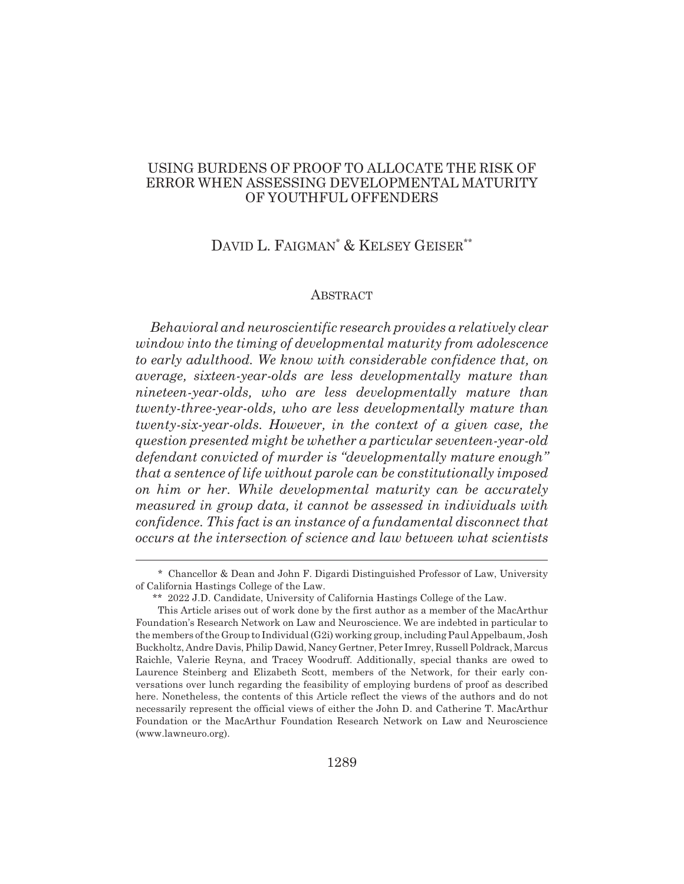# USING BURDENS OF PROOF TO ALLOCATE THE RISK OF ERROR WHEN ASSESSING DEVELOPMENTAL MATURITY OF YOUTHFUL OFFENDERS

DAVID L. FAIGMAN[*] & KELSEY GEISER[**]

## ABSTRACT

*Behavioral and neuroscientific research provides a relatively clear window into the timing of developmental maturity from adolescence to early adulthood. We know with considerable confidence that, on average, sixteen-year-olds are less developmentally mature than nineteen-year-olds, who are less developmentally mature than twenty-three-year-olds, who are less developmentally mature than twenty-six-year-olds. However, in the context of a given case, the question presented might be whether a particular seventeen-year-old defendant convicted of murder is "developmentally mature enough" that a sentence of life without parole can be constitutionally imposed on him or her. While developmental maturity can be accurately measured in group data, it cannot be assessed in individuals with confidence. This fact is an instance of a fundamental disconnect that occurs at the intersection of science and law between what scientists*

---

\* Chancellor & Dean and John F. Digardi Distinguished Professor of Law, University of California Hastings College of the Law.

\*\* 2022 J.D. Candidate, University of California Hastings College of the Law.

This Article arises out of work done by the first author as a member of the MacArthur Foundation's Research Network on Law and Neuroscience. We are indebted in particular to the members of the Group to Individual (G2i) working group, including Paul Appelbaum, Josh Buckholtz, Andre Davis, Philip Dawid, Nancy Gertner, Peter Imrey, Russell Poldrack, Marcus Raichle, Valerie Reyna, and Tracey Woodruff. Additionally, special thanks are owed to Laurence Steinberg and Elizabeth Scott, members of the Network, for their early conversations over lunch regarding the feasibility of employing burdens of proof as described here. Nonetheless, the contents of this Article reflect the views of the authors and do not necessarily represent the official views of either the John D. and Catherine T. MacArthur Foundation or the MacArthur Foundation Research Network on Law and Neuroscience (www.lawneuro.org).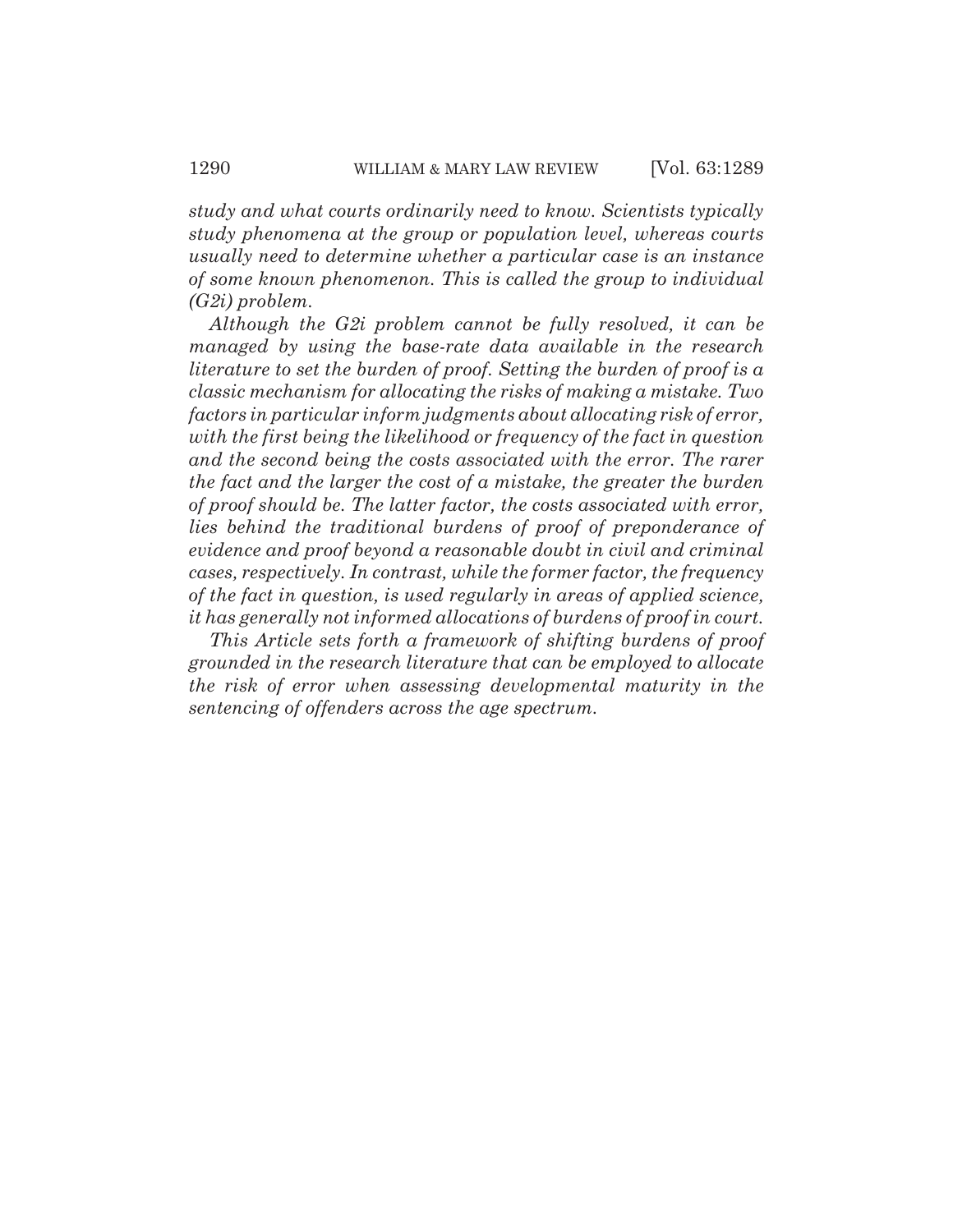*study and what courts ordinarily need to know. Scientists typically study phenomena at the group or population level, whereas courts usually need to determine whether a particular case is an instance of some known phenomenon. This is called the group to individual (G2i) problem.*

*Although the G2i problem cannot be fully resolved, it can be managed by using the base-rate data available in the research literature to set the burden of proof. Setting the burden of proof is a classic mechanism for allocating the risks of making a mistake. Two factors in particular inform judgments about allocating risk of error, with the first being the likelihood or frequency of the fact in question and the second being the costs associated with the error. The rarer the fact and the larger the cost of a mistake, the greater the burden of proof should be. The latter factor, the costs associated with error, lies behind the traditional burdens of proof of preponderance of evidence and proof beyond a reasonable doubt in civil and criminal cases, respectively. In contrast, while the former factor, the frequency of the fact in question, is used regularly in areas of applied science, it has generally not informed allocations of burdens of proof in court.*

*This Article sets forth a framework of shifting burdens of proof grounded in the research literature that can be employed to allocate the risk of error when assessing developmental maturity in the sentencing of offenders across the age spectrum.*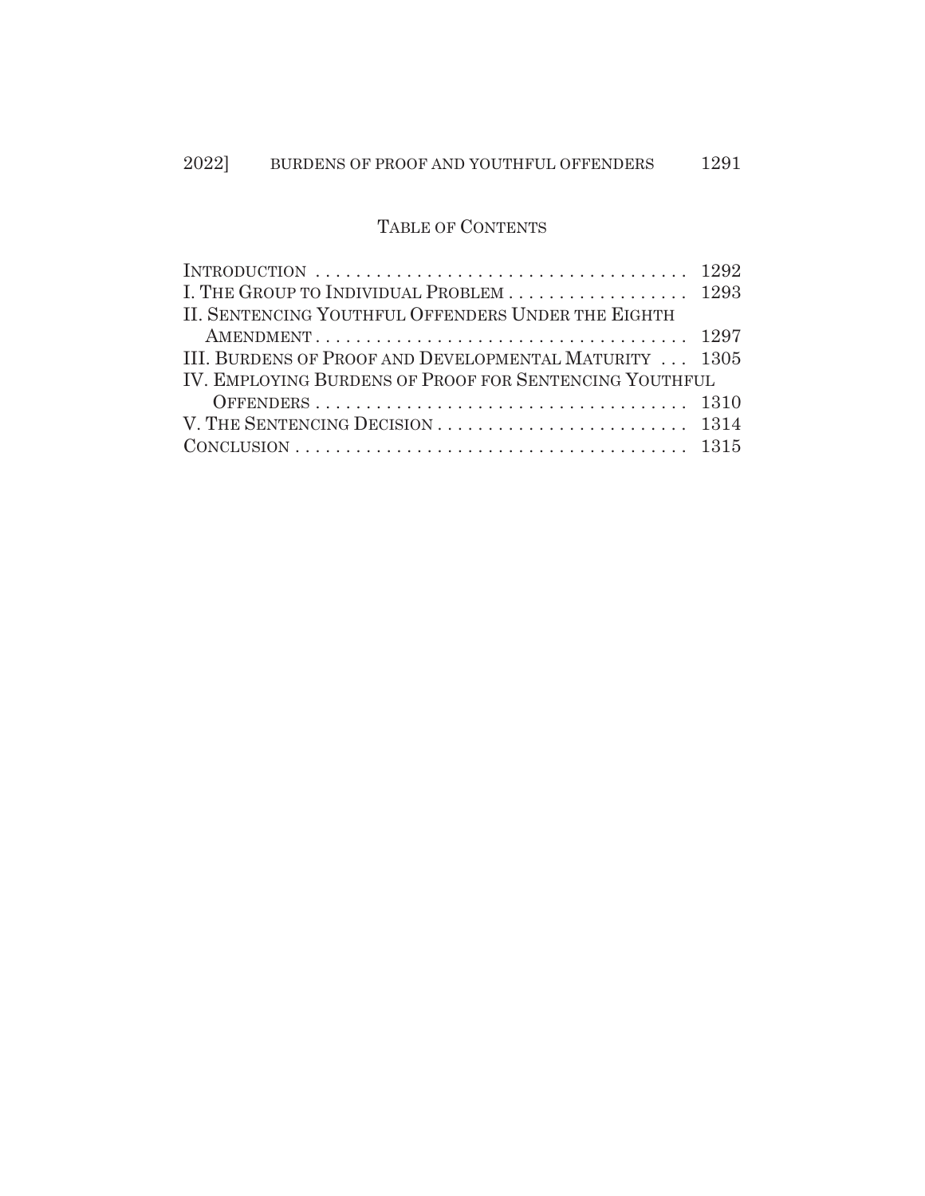## Table of Contents

| | |
|---|---|
| Introduction | 1292 |
| I. The Group to Individual Problem | 1293 |
| II. Sentencing Youthful Offenders Under the Eighth Amendment | 1297 |
| III. Burdens of Proof and Developmental Maturity | 1305 |
| IV. Employing Burdens of Proof for Sentencing Youthful Offenders | 1310 |
| V. The Sentencing Decision | 1314 |
| Conclusion | 1315 |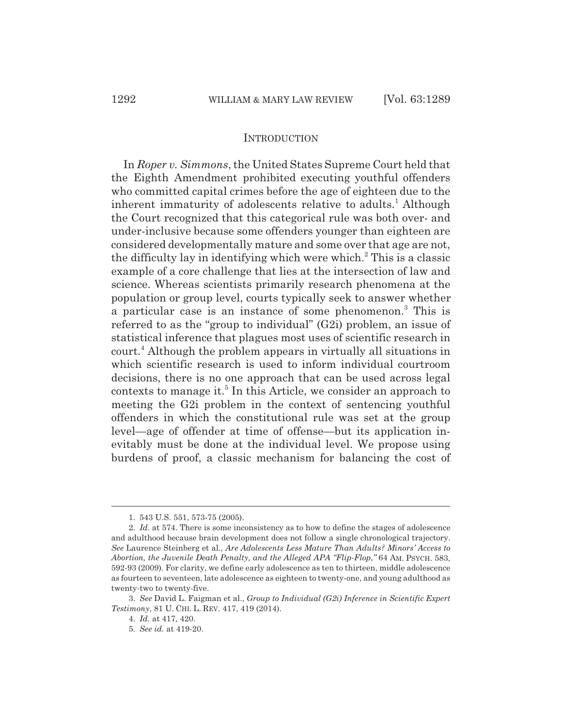## INTRODUCTION

In *Roper v. Simmons*, the United States Supreme Court held that the Eighth Amendment prohibited executing youthful offenders who committed capital crimes before the age of eighteen due to the inherent immaturity of adolescents relative to adults.[1] Although the Court recognized that this categorical rule was both over- and under-inclusive because some offenders younger than eighteen are considered developmentally mature and some over that age are not, the difficulty lay in identifying which were which.[2] This is a classic example of a core challenge that lies at the intersection of law and science. Whereas scientists primarily research phenomena at the population or group level, courts typically seek to answer whether a particular case is an instance of some phenomenon.[3] This is referred to as the "group to individual" (G2i) problem, an issue of statistical inference that plagues most uses of scientific research in court.[4] Although the problem appears in virtually all situations in which scientific research is used to inform individual courtroom decisions, there is no one approach that can be used across legal contexts to manage it.[5] In this Article, we consider an approach to meeting the G2i problem in the context of sentencing youthful offenders in which the constitutional rule was set at the group level—age of offender at time of offense—but its application inevitably must be done at the individual level. We propose using burdens of proof, a classic mechanism for balancing the cost of

---

1. 543 U.S. 551, 573-75 (2005).

2. *Id.* at 574. There is some inconsistency as to how to define the stages of adolescence and adulthood because brain development does not follow a single chronological trajectory. *See* Laurence Steinberg et al., *Are Adolescents Less Mature Than Adults? Minors' Access to Abortion, the Juvenile Death Penalty, and the Alleged APA "Flip-Flop,"* 64 AM. PSYCH. 583, 592-93 (2009). For clarity, we define early adolescence as ten to thirteen, middle adolescence as fourteen to seventeen, late adolescence as eighteen to twenty-one, and young adulthood as twenty-two to twenty-five.

3. *See* David L. Faigman et al., *Group to Individual (G2i) Inference in Scientific Expert Testimony*, 81 U. CHI. L. REV. 417, 419 (2014).

4. *Id.* at 417, 420.

5. *See id.* at 419-20.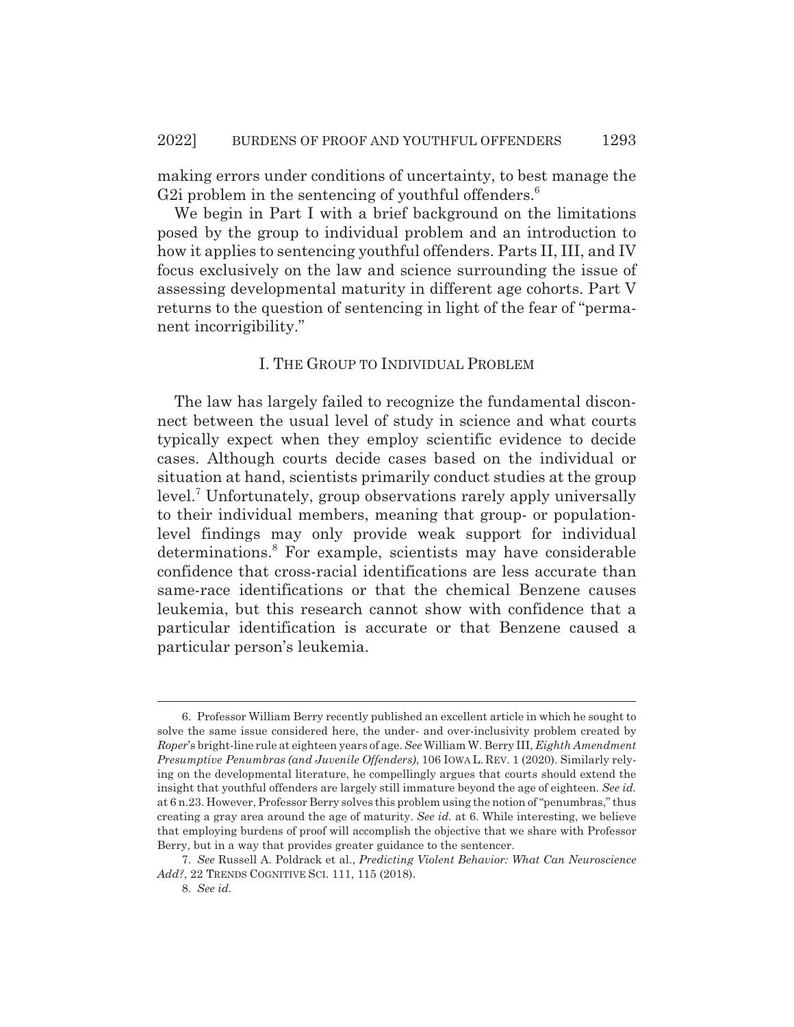making errors under conditions of uncertainty, to best manage the G2i problem in the sentencing of youthful offenders.[6]

We begin in Part I with a brief background on the limitations posed by the group to individual problem and an introduction to how it applies to sentencing youthful offenders. Parts II, III, and IV focus exclusively on the law and science surrounding the issue of assessing developmental maturity in different age cohorts. Part V returns to the question of sentencing in light of the fear of "permanent incorrigibility."

## I. THE GROUP TO INDIVIDUAL PROBLEM

The law has largely failed to recognize the fundamental disconnect between the usual level of study in science and what courts typically expect when they employ scientific evidence to decide cases. Although courts decide cases based on the individual or situation at hand, scientists primarily conduct studies at the group level.[7] Unfortunately, group observations rarely apply universally to their individual members, meaning that group- or population-level findings may only provide weak support for individual determinations.[8] For example, scientists may have considerable confidence that cross-racial identifications are less accurate than same-race identifications or that the chemical Benzene causes leukemia, but this research cannot show with confidence that a particular identification is accurate or that Benzene caused a particular person's leukemia.

---

6. Professor William Berry recently published an excellent article in which he sought to solve the same issue considered here, the under- and over-inclusivity problem created by *Roper*'s bright-line rule at eighteen years of age. *See* William W. Berry III, *Eighth Amendment Presumptive Penumbras (and Juvenile Offenders)*, 106 IOWA L. REV. 1 (2020). Similarly relying on the developmental literature, he compellingly argues that courts should extend the insight that youthful offenders are largely still immature beyond the age of eighteen. *See id.* at 6 n.23. However, Professor Berry solves this problem using the notion of "penumbras," thus creating a gray area around the age of maturity. *See id.* at 6. While interesting, we believe that employing burdens of proof will accomplish the objective that we share with Professor Berry, but in a way that provides greater guidance to the sentencer.

7. *See* Russell A. Poldrack et al., *Predicting Violent Behavior: What Can Neuroscience Add?*, 22 TRENDS COGNITIVE SCI. 111, 115 (2018).

8. *See id.*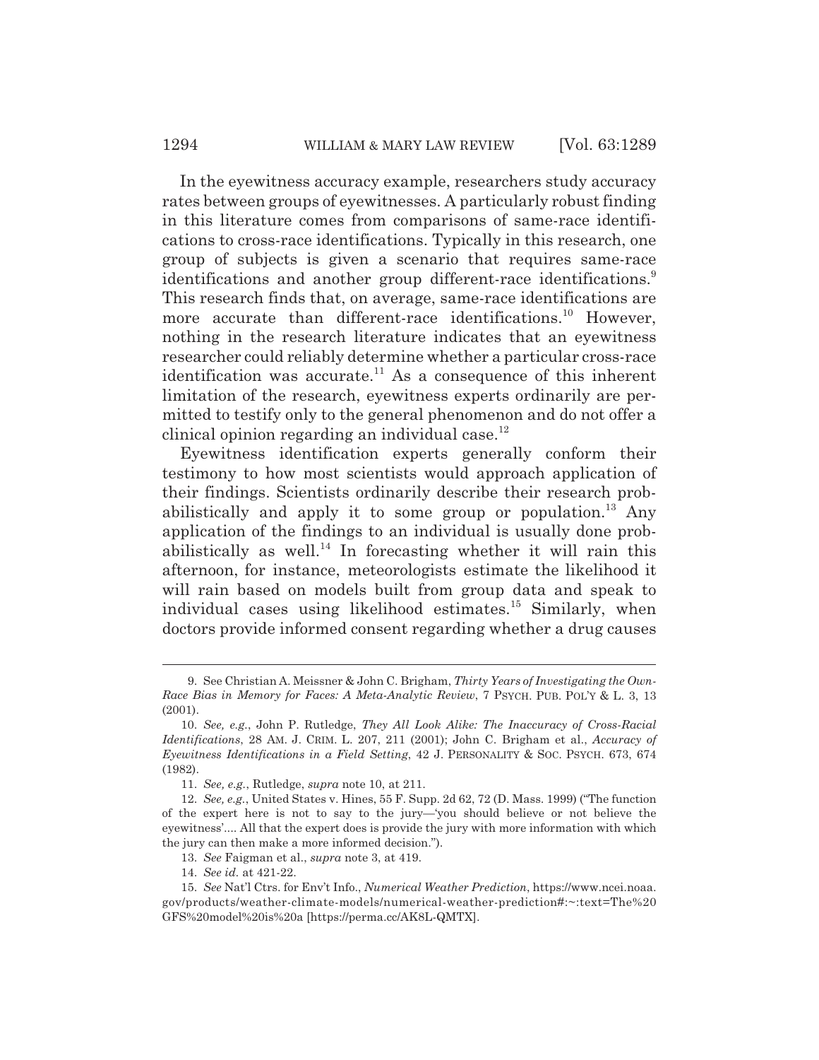In the eyewitness accuracy example, researchers study accuracy rates between groups of eyewitnesses. A particularly robust finding in this literature comes from comparisons of same-race identifications to cross-race identifications. Typically in this research, one group of subjects is given a scenario that requires same-race identifications and another group different-race identifications.[9] This research finds that, on average, same-race identifications are more accurate than different-race identifications.[10] However, nothing in the research literature indicates that an eyewitness researcher could reliably determine whether a particular cross-race identification was accurate.[11] As a consequence of this inherent limitation of the research, eyewitness experts ordinarily are permitted to testify only to the general phenomenon and do not offer a clinical opinion regarding an individual case.[12]

Eyewitness identification experts generally conform their testimony to how most scientists would approach application of their findings. Scientists ordinarily describe their research probabilistically and apply it to some group or population.[13] Any application of the findings to an individual is usually done probabilistically as well.[14] In forecasting whether it will rain this afternoon, for instance, meteorologists estimate the likelihood it will rain based on models built from group data and speak to individual cases using likelihood estimates.[15] Similarly, when doctors provide informed consent regarding whether a drug causes

---

9. See Christian A. Meissner & John C. Brigham, *Thirty Years of Investigating the Own-Race Bias in Memory for Faces: A Meta-Analytic Review*, 7 PSYCH. PUB. POL'Y & L. 3, 13 (2001).

10. *See, e.g.*, John P. Rutledge, *They All Look Alike: The Inaccuracy of Cross-Racial Identifications*, 28 AM. J. CRIM. L. 207, 211 (2001); John C. Brigham et al., *Accuracy of Eyewitness Identifications in a Field Setting*, 42 J. PERSONALITY & SOC. PSYCH. 673, 674 (1982).

11. *See, e.g.*, Rutledge, *supra* note 10, at 211.

12. *See, e.g.*, United States v. Hines, 55 F. Supp. 2d 62, 72 (D. Mass. 1999) ("The function of the expert here is not to say to the jury—'you should believe or not believe the eyewitness'.... All that the expert does is provide the jury with more information with which the jury can then make a more informed decision.").

13. *See* Faigman et al., *supra* note 3, at 419.

14. *See id.* at 421-22.

15. *See* Nat'l Ctrs. for Env't Info., *Numerical Weather Prediction*, https://www.ncei.noaa.gov/products/weather-climate-models/numerical-weather-prediction#:~:text=The%20GFS%20model%20is%20a [https://perma.cc/AK8L-QMTX].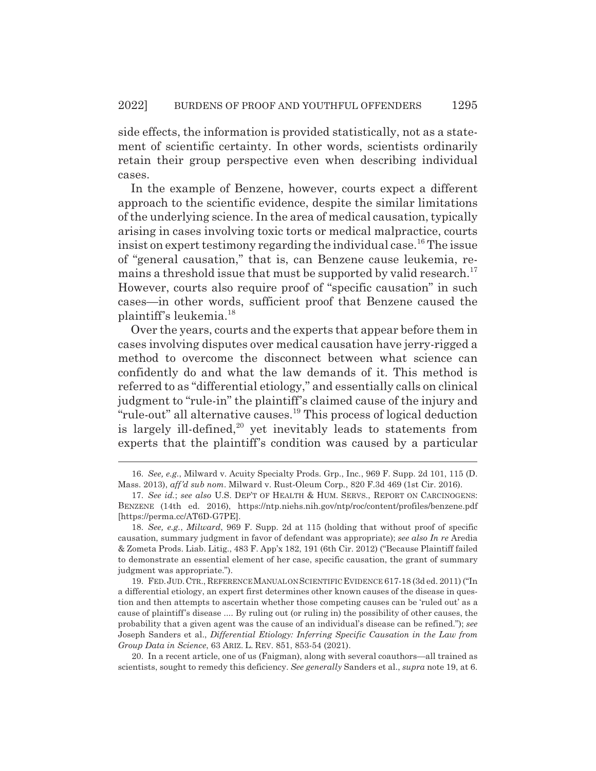side effects, the information is provided statistically, not as a statement of scientific certainty. In other words, scientists ordinarily retain their group perspective even when describing individual cases.

In the example of Benzene, however, courts expect a different approach to the scientific evidence, despite the similar limitations of the underlying science. In the area of medical causation, typically arising in cases involving toxic torts or medical malpractice, courts insist on expert testimony regarding the individual case.[16] The issue of "general causation," that is, can Benzene cause leukemia, remains a threshold issue that must be supported by valid research.[17] However, courts also require proof of "specific causation" in such cases—in other words, sufficient proof that Benzene caused the plaintiff's leukemia.[18]

Over the years, courts and the experts that appear before them in cases involving disputes over medical causation have jerry-rigged a method to overcome the disconnect between what science can confidently do and what the law demands of it. This method is referred to as "differential etiology," and essentially calls on clinical judgment to "rule-in" the plaintiff's claimed cause of the injury and "rule-out" all alternative causes.[19] This process of logical deduction is largely ill-defined,[20] yet inevitably leads to statements from experts that the plaintiff's condition was caused by a particular

---

16. *See, e.g.*, Milward v. Acuity Specialty Prods. Grp., Inc., 969 F. Supp. 2d 101, 115 (D. Mass. 2013), *aff'd sub nom*. Milward v. Rust-Oleum Corp., 820 F.3d 469 (1st Cir. 2016).

17. *See id.*; *see also* U.S. DEP'T OF HEALTH & HUM. SERVS., REPORT ON CARCINOGENS: BENZENE (14th ed. 2016), https://ntp.niehs.nih.gov/ntp/roc/content/profiles/benzene.pdf [https://perma.cc/AT6D-G7PE].

18. *See, e.g.*, *Milward*, 969 F. Supp. 2d at 115 (holding that without proof of specific causation, summary judgment in favor of defendant was appropriate); *see also In re* Aredia & Zometa Prods. Liab. Litig., 483 F. App'x 182, 191 (6th Cir. 2012) ("Because Plaintiff failed to demonstrate an essential element of her case, specific causation, the grant of summary judgment was appropriate.").

19. FED. JUD. CTR., REFERENCE MANUAL ON SCIENTIFIC EVIDENCE 617-18 (3d ed. 2011) ("In a differential etiology, an expert first determines other known causes of the disease in question and then attempts to ascertain whether those competing causes can be 'ruled out' as a cause of plaintiff's disease .... By ruling out (or ruling in) the possibility of other causes, the probability that a given agent was the cause of an individual's disease can be refined."); *see* Joseph Sanders et al., *Differential Etiology: Inferring Specific Causation in the Law from Group Data in Science*, 63 ARIZ. L. REV. 851, 853-54 (2021).

20. In a recent article, one of us (Faigman), along with several coauthors—all trained as scientists, sought to remedy this deficiency. *See generally* Sanders et al., *supra* note 19, at 6.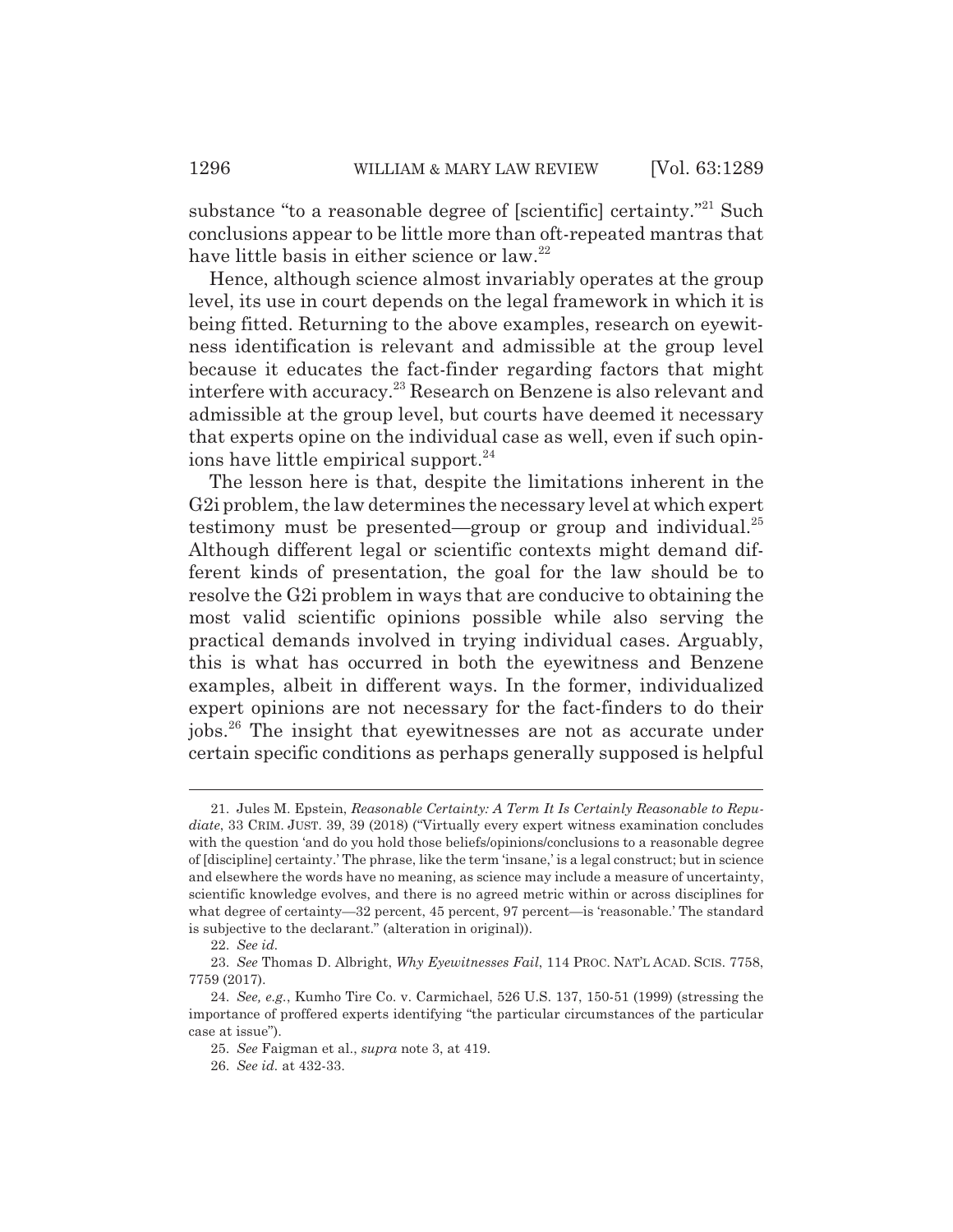substance "to a reasonable degree of [scientific] certainty."[21] Such conclusions appear to be little more than oft-repeated mantras that have little basis in either science or law.[22]

Hence, although science almost invariably operates at the group level, its use in court depends on the legal framework in which it is being fitted. Returning to the above examples, research on eyewitness identification is relevant and admissible at the group level because it educates the fact-finder regarding factors that might interfere with accuracy.[23] Research on Benzene is also relevant and admissible at the group level, but courts have deemed it necessary that experts opine on the individual case as well, even if such opinions have little empirical support.[24]

The lesson here is that, despite the limitations inherent in the G2i problem, the law determines the necessary level at which expert testimony must be presented—group or group and individual.[25] Although different legal or scientific contexts might demand different kinds of presentation, the goal for the law should be to resolve the G2i problem in ways that are conducive to obtaining the most valid scientific opinions possible while also serving the practical demands involved in trying individual cases. Arguably, this is what has occurred in both the eyewitness and Benzene examples, albeit in different ways. In the former, individualized expert opinions are not necessary for the fact-finders to do their jobs.[26] The insight that eyewitnesses are not as accurate under certain specific conditions as perhaps generally supposed is helpful

---

21. Jules M. Epstein, *Reasonable Certainty: A Term It Is Certainly Reasonable to Repudiate*, 33 CRIM. JUST. 39, 39 (2018) ("Virtually every expert witness examination concludes with the question 'and do you hold those beliefs/opinions/conclusions to a reasonable degree of [discipline] certainty.' The phrase, like the term 'insane,' is a legal construct; but in science and elsewhere the words have no meaning, as science may include a measure of uncertainty, scientific knowledge evolves, and there is no agreed metric within or across disciplines for what degree of certainty—32 percent, 45 percent, 97 percent—is 'reasonable.' The standard is subjective to the declarant." (alteration in original)).

22. *See id.*

23. *See* Thomas D. Albright, *Why Eyewitnesses Fail*, 114 PROC. NAT'L ACAD. SCIS. 7758, 7759 (2017).

24. *See, e.g.*, Kumho Tire Co. v. Carmichael, 526 U.S. 137, 150-51 (1999) (stressing the importance of proffered experts identifying "the particular circumstances of the particular case at issue").

25. *See* Faigman et al., *supra* note 3, at 419.

26. *See id.* at 432-33.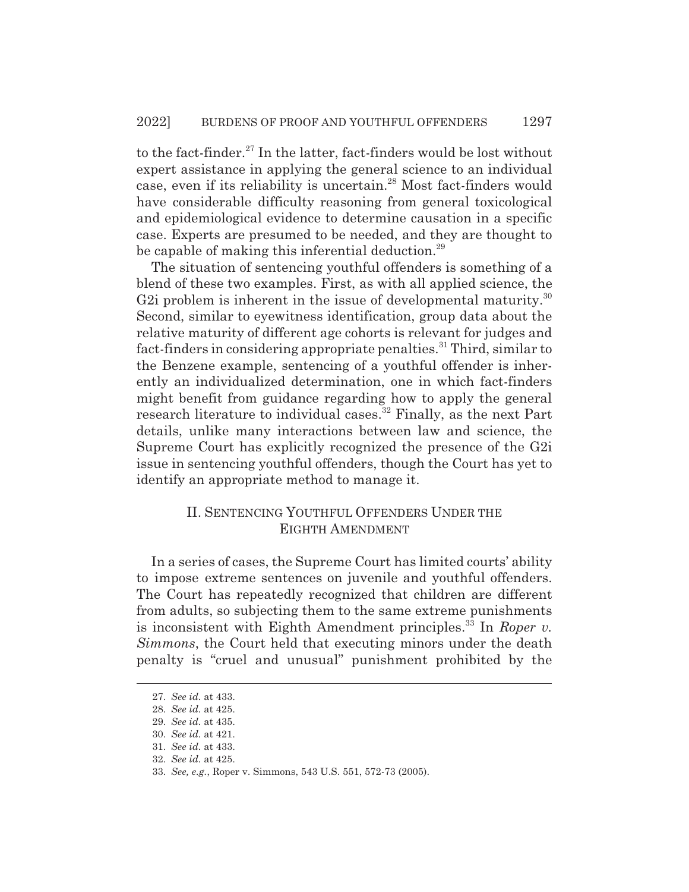to the fact-finder.[27] In the latter, fact-finders would be lost without expert assistance in applying the general science to an individual case, even if its reliability is uncertain.[28] Most fact-finders would have considerable difficulty reasoning from general toxicological and epidemiological evidence to determine causation in a specific case. Experts are presumed to be needed, and they are thought to be capable of making this inferential deduction.[29]

The situation of sentencing youthful offenders is something of a blend of these two examples. First, as with all applied science, the G2i problem is inherent in the issue of developmental maturity.[30] Second, similar to eyewitness identification, group data about the relative maturity of different age cohorts is relevant for judges and fact-finders in considering appropriate penalties.[31] Third, similar to the Benzene example, sentencing of a youthful offender is inherently an individualized determination, one in which fact-finders might benefit from guidance regarding how to apply the general research literature to individual cases.[32] Finally, as the next Part details, unlike many interactions between law and science, the Supreme Court has explicitly recognized the presence of the G2i issue in sentencing youthful offenders, though the Court has yet to identify an appropriate method to manage it.

## II. SENTENCING YOUTHFUL OFFENDERS UNDER THE EIGHTH AMENDMENT

In a series of cases, the Supreme Court has limited courts' ability to impose extreme sentences on juvenile and youthful offenders. The Court has repeatedly recognized that children are different from adults, so subjecting them to the same extreme punishments is inconsistent with Eighth Amendment principles.[33] In *Roper v. Simmons*, the Court held that executing minors under the death penalty is "cruel and unusual" punishment prohibited by the

---

27. *See id.* at 433.
28. *See id.* at 425.
29. *See id.* at 435.
30. *See id.* at 421.
31. *See id.* at 433.
32. *See id.* at 425.
33. *See, e.g.*, Roper v. Simmons, 543 U.S. 551, 572-73 (2005).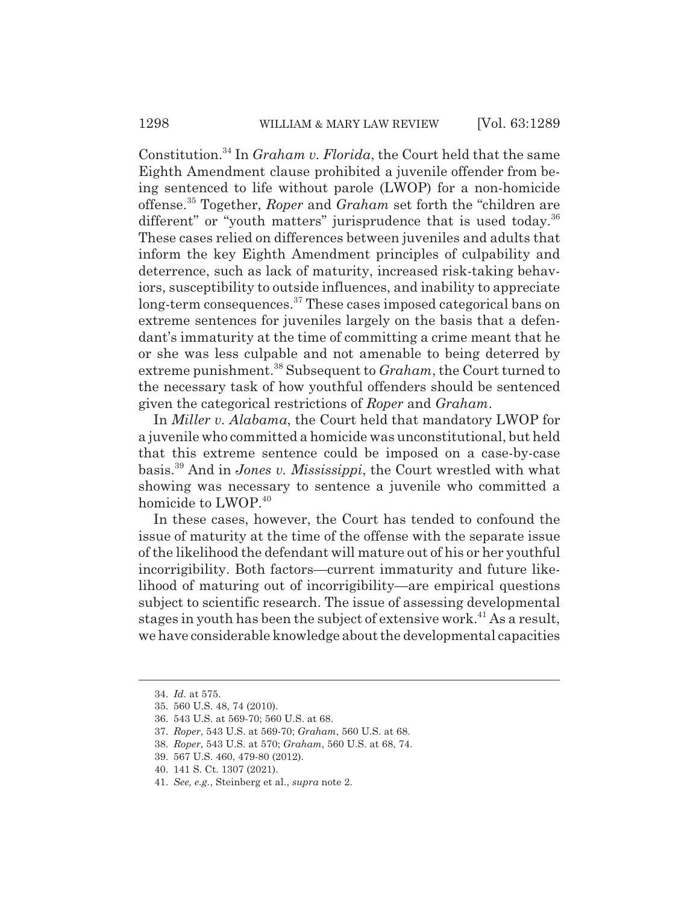Constitution.[34] In *Graham v. Florida*, the Court held that the same Eighth Amendment clause prohibited a juvenile offender from being sentenced to life without parole (LWOP) for a non-homicide offense.[35] Together, *Roper* and *Graham* set forth the "children are different" or "youth matters" jurisprudence that is used today.[36] These cases relied on differences between juveniles and adults that inform the key Eighth Amendment principles of culpability and deterrence, such as lack of maturity, increased risk-taking behaviors, susceptibility to outside influences, and inability to appreciate long-term consequences.[37] These cases imposed categorical bans on extreme sentences for juveniles largely on the basis that a defendant's immaturity at the time of committing a crime meant that he or she was less culpable and not amenable to being deterred by extreme punishment.[38] Subsequent to *Graham*, the Court turned to the necessary task of how youthful offenders should be sentenced given the categorical restrictions of *Roper* and *Graham*.

In *Miller v. Alabama*, the Court held that mandatory LWOP for a juvenile who committed a homicide was unconstitutional, but held that this extreme sentence could be imposed on a case-by-case basis.[39] And in *Jones v. Mississippi*, the Court wrestled with what showing was necessary to sentence a juvenile who committed a homicide to LWOP.[40]

In these cases, however, the Court has tended to confound the issue of maturity at the time of the offense with the separate issue of the likelihood the defendant will mature out of his or her youthful incorrigibility. Both factors—current immaturity and future likelihood of maturing out of incorrigibility—are empirical questions subject to scientific research. The issue of assessing developmental stages in youth has been the subject of extensive work.[41] As a result, we have considerable knowledge about the developmental capacities

---

34. *Id.* at 575.
35. 560 U.S. 48, 74 (2010).
36. 543 U.S. at 569-70; 560 U.S. at 68.
37. *Roper*, 543 U.S. at 569-70; *Graham*, 560 U.S. at 68.
38. *Roper*, 543 U.S. at 570; *Graham*, 560 U.S. at 68, 74.
39. 567 U.S. 460, 479-80 (2012).
40. 141 S. Ct. 1307 (2021).
41. *See, e.g.*, Steinberg et al., *supra* note 2.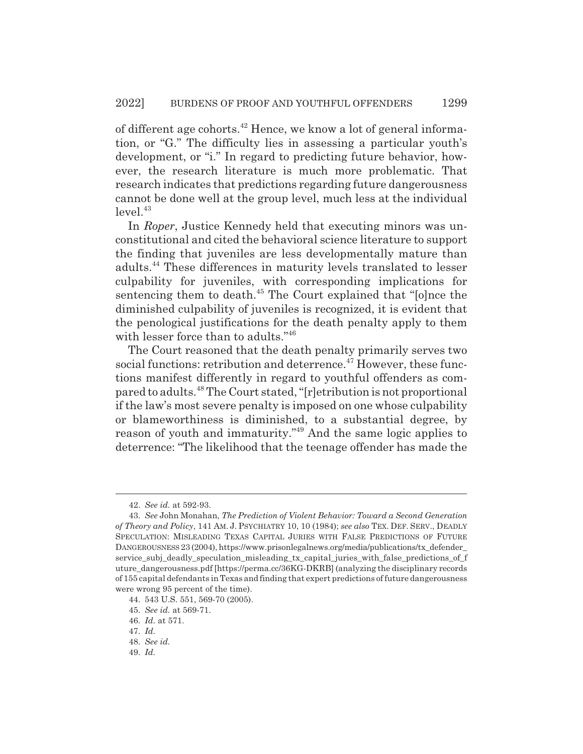of different age cohorts.[42] Hence, we know a lot of general information, or "G." The difficulty lies in assessing a particular youth's development, or "i." In regard to predicting future behavior, however, the research literature is much more problematic. That research indicates that predictions regarding future dangerousness cannot be done well at the group level, much less at the individual level.[43]

In *Roper*, Justice Kennedy held that executing minors was unconstitutional and cited the behavioral science literature to support the finding that juveniles are less developmentally mature than adults.[44] These differences in maturity levels translated to lesser culpability for juveniles, with corresponding implications for sentencing them to death.[45] The Court explained that "[o]nce the diminished culpability of juveniles is recognized, it is evident that the penological justifications for the death penalty apply to them with lesser force than to adults."[46]

The Court reasoned that the death penalty primarily serves two social functions: retribution and deterrence.[47] However, these functions manifest differently in regard to youthful offenders as compared to adults.[48] The Court stated, "[r]etribution is not proportional if the law's most severe penalty is imposed on one whose culpability or blameworthiness is diminished, to a substantial degree, by reason of youth and immaturity."[49] And the same logic applies to deterrence: "The likelihood that the teenage offender has made the

---

42. *See id.* at 592-93.

43. *See* John Monahan, *The Prediction of Violent Behavior: Toward a Second Generation of Theory and Policy*, 141 AM. J. PSYCHIATRY 10, 10 (1984); *see also* TEX. DEF. SERV., DEADLY SPECULATION: MISLEADING TEXAS CAPITAL JURIES WITH FALSE PREDICTIONS OF FUTURE DANGEROUSNESS 23 (2004), https://www.prisonlegalnews.org/media/publications/tx_defender_service_subj_deadly_speculation_misleading_tx_capital_juries_with_false_predictions_of_future_dangerousness.pdf [https://perma.cc/36KG-DKRB] (analyzing the disciplinary records of 155 capital defendants in Texas and finding that expert predictions of future dangerousness were wrong 95 percent of the time).

44. 543 U.S. 551, 569-70 (2005).

45. *See id.* at 569-71.

46. *Id.* at 571.

47. *Id.*

48. *See id.*

49. *Id.*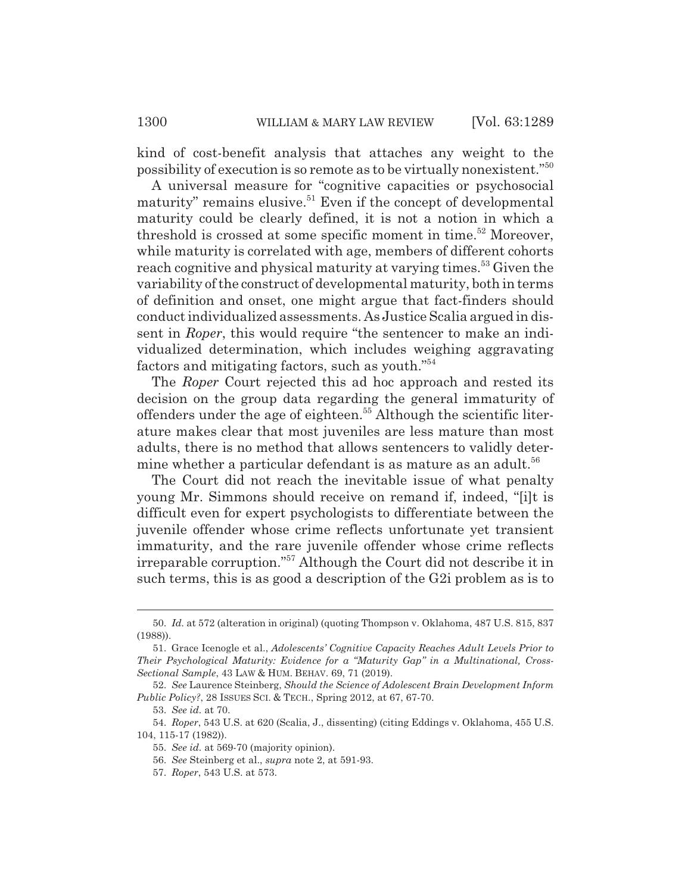kind of cost-benefit analysis that attaches any weight to the possibility of execution is so remote as to be virtually nonexistent."[50]

A universal measure for "cognitive capacities or psychosocial maturity" remains elusive.[51] Even if the concept of developmental maturity could be clearly defined, it is not a notion in which a threshold is crossed at some specific moment in time.[52] Moreover, while maturity is correlated with age, members of different cohorts reach cognitive and physical maturity at varying times.[53] Given the variability of the construct of developmental maturity, both in terms of definition and onset, one might argue that fact-finders should conduct individualized assessments. As Justice Scalia argued in dissent in *Roper*, this would require "the sentencer to make an individualized determination, which includes weighing aggravating factors and mitigating factors, such as youth."[54]

The *Roper* Court rejected this ad hoc approach and rested its decision on the group data regarding the general immaturity of offenders under the age of eighteen.[55] Although the scientific literature makes clear that most juveniles are less mature than most adults, there is no method that allows sentencers to validly determine whether a particular defendant is as mature as an adult.[56]

The Court did not reach the inevitable issue of what penalty young Mr. Simmons should receive on remand if, indeed, "[i]t is difficult even for expert psychologists to differentiate between the juvenile offender whose crime reflects unfortunate yet transient immaturity, and the rare juvenile offender whose crime reflects irreparable corruption."[57] Although the Court did not describe it in such terms, this is as good a description of the G2i problem as is to

---

50. *Id.* at 572 (alteration in original) (quoting Thompson v. Oklahoma, 487 U.S. 815, 837 (1988)).

51. Grace Icenogle et al., *Adolescents' Cognitive Capacity Reaches Adult Levels Prior to Their Psychological Maturity: Evidence for a "Maturity Gap" in a Multinational, Cross-Sectional Sample*, 43 LAW & HUM. BEHAV. 69, 71 (2019).

52. *See* Laurence Steinberg, *Should the Science of Adolescent Brain Development Inform Public Policy?*, 28 ISSUES SCI. & TECH., Spring 2012, at 67, 67-70.

53. *See id.* at 70.

54. *Roper*, 543 U.S. at 620 (Scalia, J., dissenting) (citing Eddings v. Oklahoma, 455 U.S. 104, 115-17 (1982)).

55. *See id.* at 569-70 (majority opinion).

56. *See* Steinberg et al., *supra* note 2, at 591-93.

57. *Roper*, 543 U.S. at 573.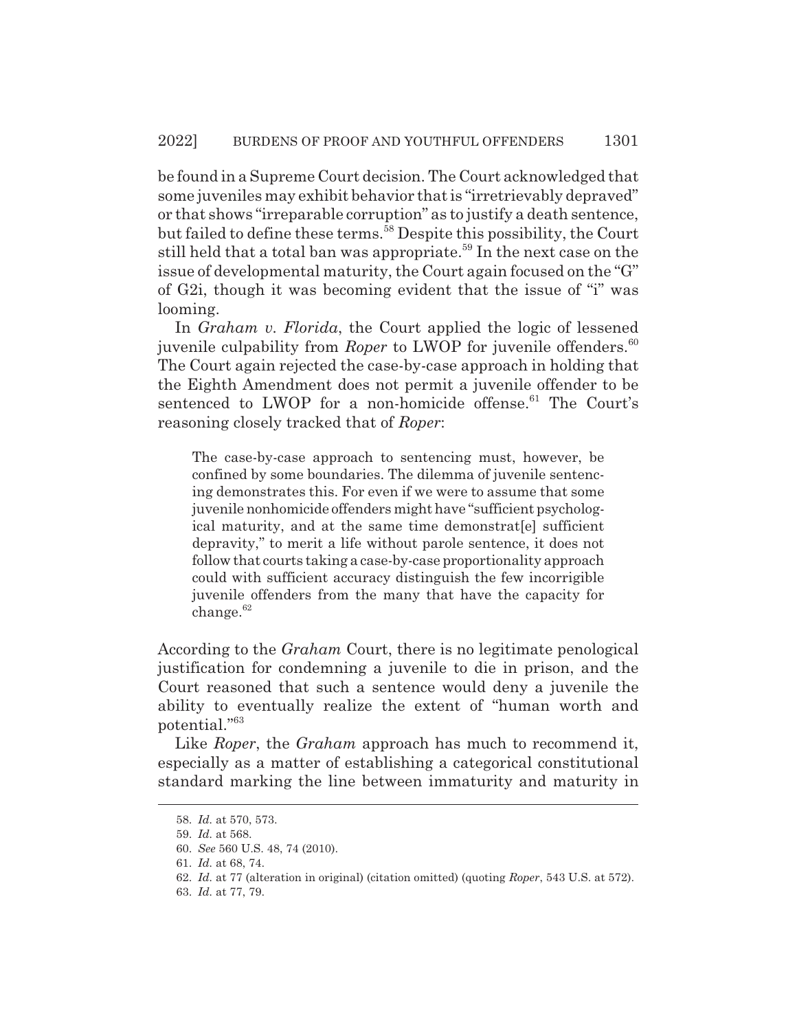be found in a Supreme Court decision. The Court acknowledged that some juveniles may exhibit behavior that is "irretrievably depraved" or that shows "irreparable corruption" as to justify a death sentence, but failed to define these terms.[58] Despite this possibility, the Court still held that a total ban was appropriate.[59] In the next case on the issue of developmental maturity, the Court again focused on the "G" of G2i, though it was becoming evident that the issue of "i" was looming.

In *Graham v. Florida*, the Court applied the logic of lessened juvenile culpability from *Roper* to LWOP for juvenile offenders.[60] The Court again rejected the case-by-case approach in holding that the Eighth Amendment does not permit a juvenile offender to be sentenced to LWOP for a non-homicide offense.[61] The Court's reasoning closely tracked that of *Roper*:

> The case-by-case approach to sentencing must, however, be confined by some boundaries. The dilemma of juvenile sentencing demonstrates this. For even if we were to assume that some juvenile nonhomicide offenders might have "sufficient psychological maturity, and at the same time demonstrat[e] sufficient depravity," to merit a life without parole sentence, it does not follow that courts taking a case-by-case proportionality approach could with sufficient accuracy distinguish the few incorrigible juvenile offenders from the many that have the capacity for change.[62]

According to the *Graham* Court, there is no legitimate penological justification for condemning a juvenile to die in prison, and the Court reasoned that such a sentence would deny a juvenile the ability to eventually realize the extent of "human worth and potential."[63]

Like *Roper*, the *Graham* approach has much to recommend it, especially as a matter of establishing a categorical constitutional standard marking the line between immaturity and maturity in

---

58. *Id.* at 570, 573.
59. *Id.* at 568.
60. *See* 560 U.S. 48, 74 (2010).
61. *Id.* at 68, 74.
62. *Id.* at 77 (alteration in original) (citation omitted) (quoting *Roper*, 543 U.S. at 572).
63. *Id.* at 77, 79.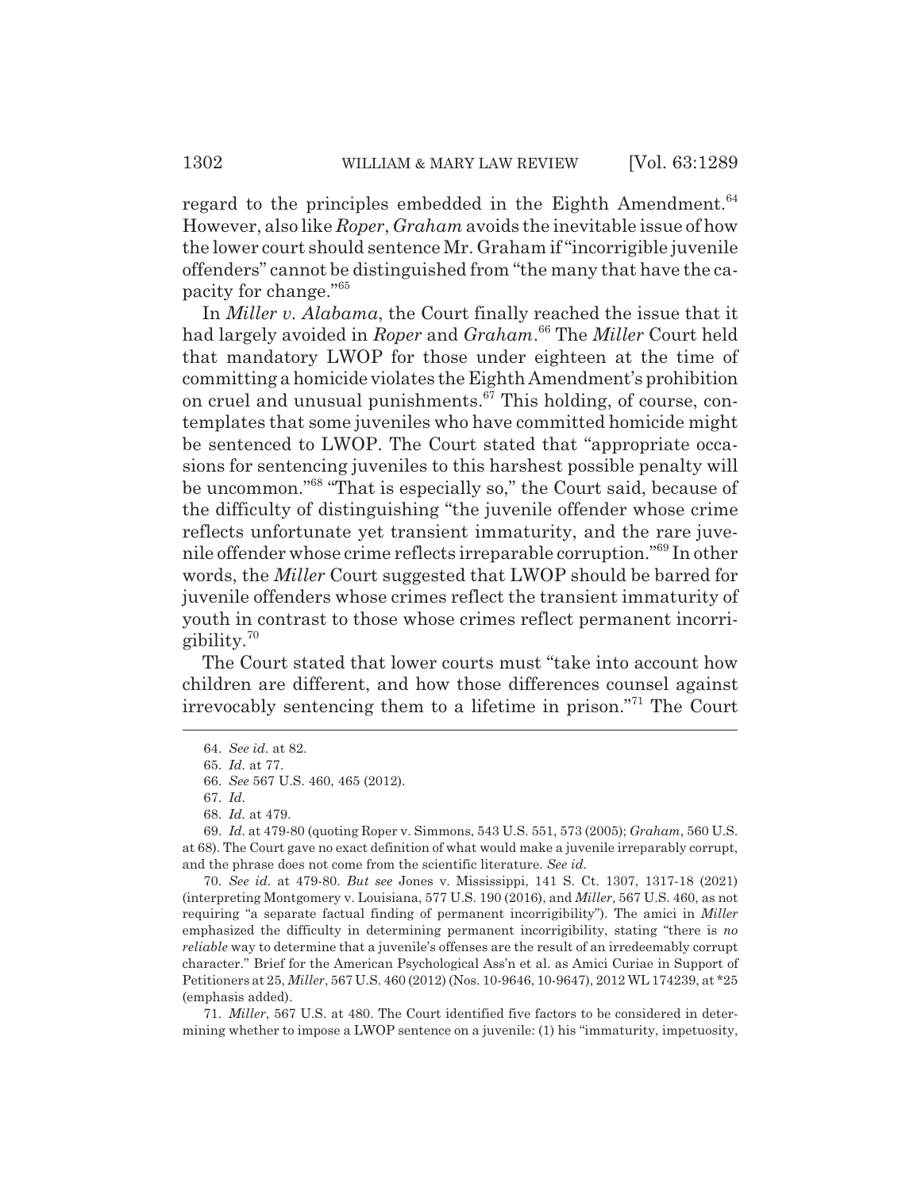regard to the principles embedded in the Eighth Amendment.[64] However, also like *Roper*, *Graham* avoids the inevitable issue of how the lower court should sentence Mr. Graham if "incorrigible juvenile offenders" cannot be distinguished from "the many that have the capacity for change."[65]

In *Miller v. Alabama*, the Court finally reached the issue that it had largely avoided in *Roper* and *Graham*.[66] The *Miller* Court held that mandatory LWOP for those under eighteen at the time of committing a homicide violates the Eighth Amendment's prohibition on cruel and unusual punishments.[67] This holding, of course, contemplates that some juveniles who have committed homicide might be sentenced to LWOP. The Court stated that "appropriate occasions for sentencing juveniles to this harshest possible penalty will be uncommon."[68] "That is especially so," the Court said, because of the difficulty of distinguishing "the juvenile offender whose crime reflects unfortunate yet transient immaturity, and the rare juvenile offender whose crime reflects irreparable corruption."[69] In other words, the *Miller* Court suggested that LWOP should be barred for juvenile offenders whose crimes reflect the transient immaturity of youth in contrast to those whose crimes reflect permanent incorrigibility.[70]

The Court stated that lower courts must "take into account how children are different, and how those differences counsel against irrevocably sentencing them to a lifetime in prison."[71] The Court

---

64. *See id.* at 82.

65. *Id.* at 77.

66. *See* 567 U.S. 460, 465 (2012).

67. *Id.*

68. *Id.* at 479.

69. *Id.* at 479-80 (quoting Roper v. Simmons, 543 U.S. 551, 573 (2005); *Graham*, 560 U.S. at 68). The Court gave no exact definition of what would make a juvenile irreparably corrupt, and the phrase does not come from the scientific literature. *See id.*

70. *See id.* at 479-80. *But see* Jones v. Mississippi, 141 S. Ct. 1307, 1317-18 (2021) (interpreting Montgomery v. Louisiana, 577 U.S. 190 (2016), and *Miller*, 567 U.S. 460, as not requiring "a separate factual finding of permanent incorrigibility"). The amici in *Miller* emphasized the difficulty in determining permanent incorrigibility, stating "there is *no reliable* way to determine that a juvenile's offenses are the result of an irredeemably corrupt character." Brief for the American Psychological Ass'n et al. as Amici Curiae in Support of Petitioners at 25, *Miller*, 567 U.S. 460 (2012) (Nos. 10-9646, 10-9647), 2012 WL 174239, at *25 (emphasis added).

71. *Miller*, 567 U.S. at 480. The Court identified five factors to be considered in determining whether to impose a LWOP sentence on a juvenile: (1) his "immaturity, impetuosity,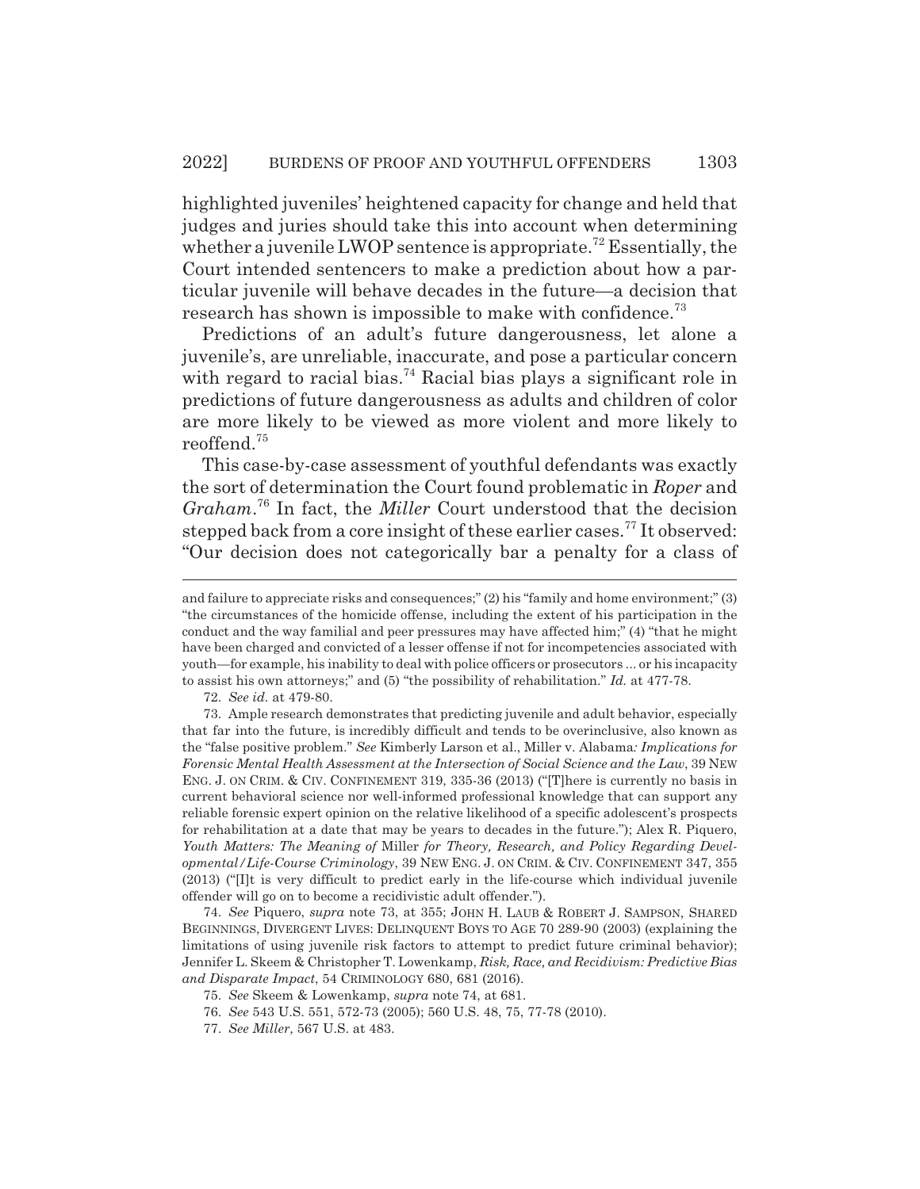highlighted juveniles' heightened capacity for change and held that judges and juries should take this into account when determining whether a juvenile LWOP sentence is appropriate.[72] Essentially, the Court intended sentencers to make a prediction about how a particular juvenile will behave decades in the future—a decision that research has shown is impossible to make with confidence.[73]

Predictions of an adult's future dangerousness, let alone a juvenile's, are unreliable, inaccurate, and pose a particular concern with regard to racial bias.[74] Racial bias plays a significant role in predictions of future dangerousness as adults and children of color are more likely to be viewed as more violent and more likely to reoffend.[75]

This case-by-case assessment of youthful defendants was exactly the sort of determination the Court found problematic in *Roper* and *Graham*.[76] In fact, the *Miller* Court understood that the decision stepped back from a core insight of these earlier cases.[77] It observed: "Our decision does not categorically bar a penalty for a class of

---

and failure to appreciate risks and consequences;" (2) his "family and home environment;" (3) "the circumstances of the homicide offense, including the extent of his participation in the conduct and the way familial and peer pressures may have affected him;" (4) "that he might have been charged and convicted of a lesser offense if not for incompetencies associated with youth—for example, his inability to deal with police officers or prosecutors ... or his incapacity to assist his own attorneys;" and (5) "the possibility of rehabilitation." *Id.* at 477-78.

72. *See id.* at 479-80.

73. Ample research demonstrates that predicting juvenile and adult behavior, especially that far into the future, is incredibly difficult and tends to be overinclusive, also known as the "false positive problem." *See* Kimberly Larson et al., Miller v. Alabama*: Implications for Forensic Mental Health Assessment at the Intersection of Social Science and the Law*, 39 NEW ENG. J. ON CRIM. & CIV. CONFINEMENT 319, 335-36 (2013) ("[T]here is currently no basis in current behavioral science nor well-informed professional knowledge that can support any reliable forensic expert opinion on the relative likelihood of a specific adolescent's prospects for rehabilitation at a date that may be years to decades in the future."); Alex R. Piquero, *Youth Matters: The Meaning of* Miller *for Theory, Research, and Policy Regarding Developmental/Life-Course Criminology*, 39 NEW ENG. J. ON CRIM. & CIV. CONFINEMENT 347, 355 (2013) ("[I]t is very difficult to predict early in the life-course which individual juvenile offender will go on to become a recidivistic adult offender.").

74. *See* Piquero, *supra* note 73, at 355; JOHN H. LAUB & ROBERT J. SAMPSON, SHARED BEGINNINGS, DIVERGENT LIVES: DELINQUENT BOYS TO AGE 70 289-90 (2003) (explaining the limitations of using juvenile risk factors to attempt to predict future criminal behavior); Jennifer L. Skeem & Christopher T. Lowenkamp, *Risk, Race, and Recidivism: Predictive Bias and Disparate Impact*, 54 CRIMINOLOGY 680, 681 (2016).

75. *See* Skeem & Lowenkamp, *supra* note 74, at 681.

76. *See* 543 U.S. 551, 572-73 (2005); 560 U.S. 48, 75, 77-78 (2010).

77. *See Miller*, 567 U.S. at 483.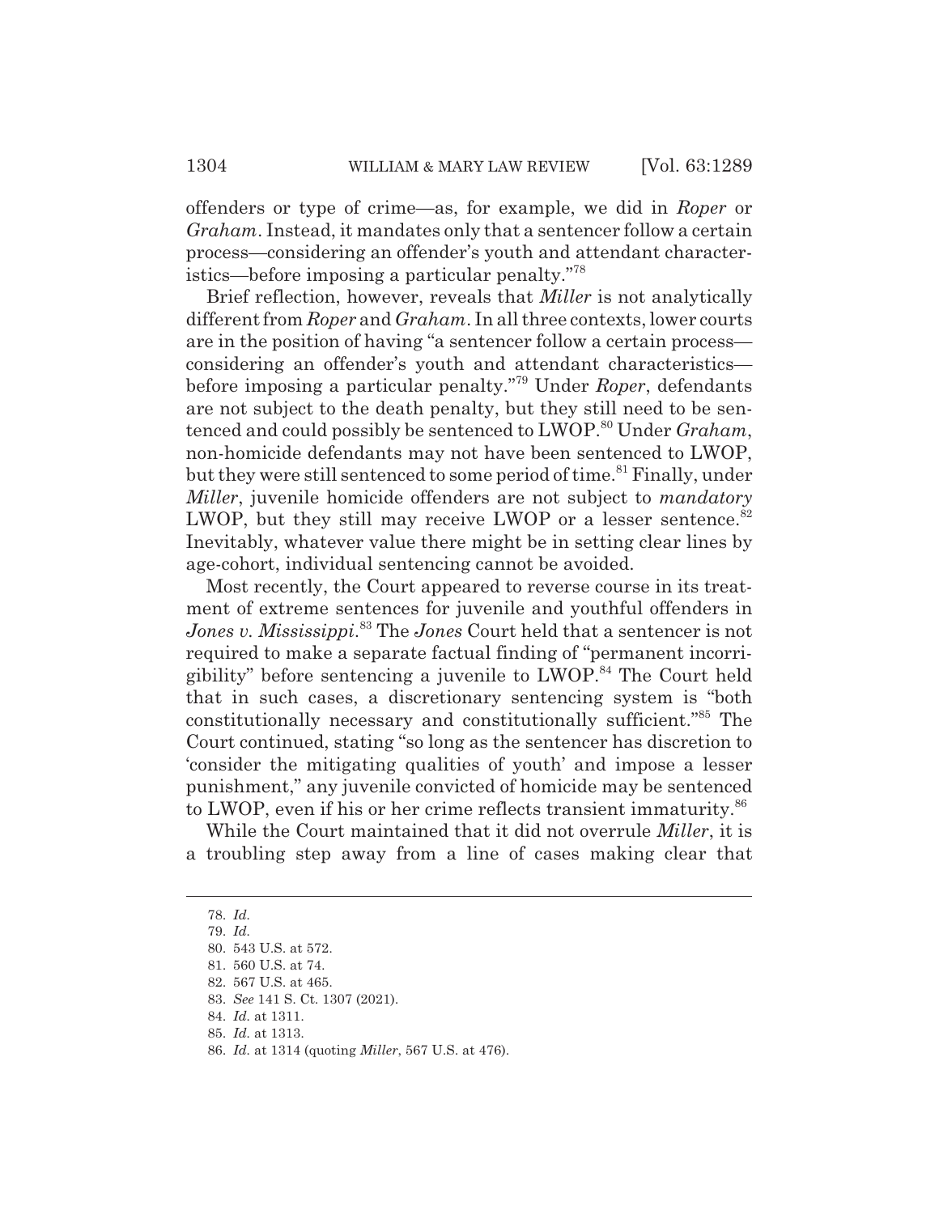offenders or type of crime—as, for example, we did in *Roper* or *Graham*. Instead, it mandates only that a sentencer follow a certain process—considering an offender's youth and attendant characteristics—before imposing a particular penalty."[78]

Brief reflection, however, reveals that *Miller* is not analytically different from *Roper* and *Graham*. In all three contexts, lower courts are in the position of having "a sentencer follow a certain process—considering an offender's youth and attendant characteristics—before imposing a particular penalty."[79] Under *Roper*, defendants are not subject to the death penalty, but they still need to be sentenced and could possibly be sentenced to LWOP.[80] Under *Graham*, non-homicide defendants may not have been sentenced to LWOP, but they were still sentenced to some period of time.[81] Finally, under *Miller*, juvenile homicide offenders are not subject to *mandatory* LWOP, but they still may receive LWOP or a lesser sentence.[82] Inevitably, whatever value there might be in setting clear lines by age-cohort, individual sentencing cannot be avoided.

Most recently, the Court appeared to reverse course in its treatment of extreme sentences for juvenile and youthful offenders in *Jones v. Mississippi*.[83] The *Jones* Court held that a sentencer is not required to make a separate factual finding of "permanent incorrigibility" before sentencing a juvenile to LWOP.[84] The Court held that in such cases, a discretionary sentencing system is "both constitutionally necessary and constitutionally sufficient."[85] The Court continued, stating "so long as the sentencer has discretion to 'consider the mitigating qualities of youth' and impose a lesser punishment," any juvenile convicted of homicide may be sentenced to LWOP, even if his or her crime reflects transient immaturity.[86]

While the Court maintained that it did not overrule *Miller*, it is a troubling step away from a line of cases making clear that

78. *Id.*
79. *Id.*
80. 543 U.S. at 572.
81. 560 U.S. at 74.
82. 567 U.S. at 465.
83. *See* 141 S. Ct. 1307 (2021).
84. *Id.* at 1311.
85. *Id.* at 1313.
86. *Id.* at 1314 (quoting *Miller*, 567 U.S. at 476).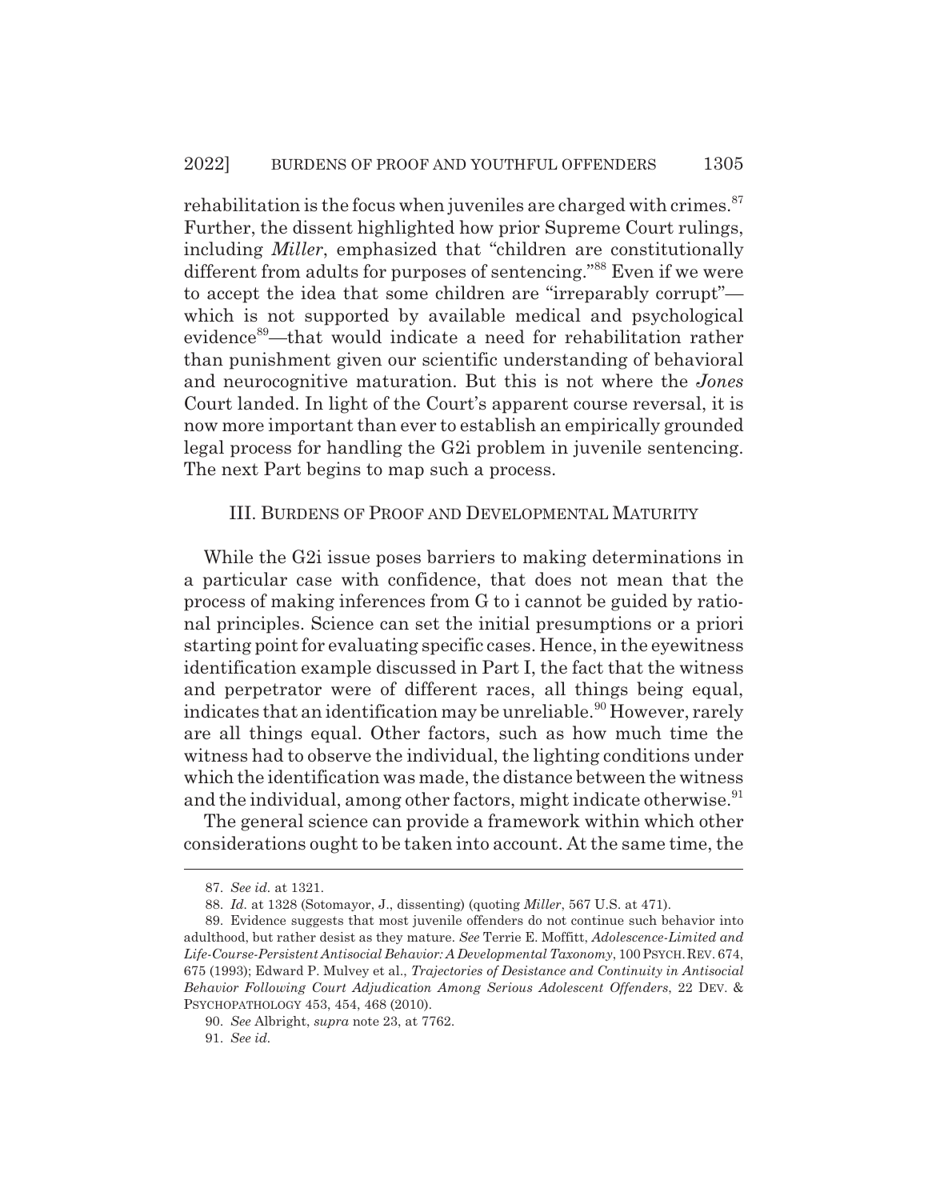rehabilitation is the focus when juveniles are charged with crimes.[87] Further, the dissent highlighted how prior Supreme Court rulings, including *Miller*, emphasized that "children are constitutionally different from adults for purposes of sentencing."[88] Even if we were to accept the idea that some children are "irreparably corrupt"—which is not supported by available medical and psychological evidence[89]—that would indicate a need for rehabilitation rather than punishment given our scientific understanding of behavioral and neurocognitive maturation. But this is not where the *Jones* Court landed. In light of the Court's apparent course reversal, it is now more important than ever to establish an empirically grounded legal process for handling the G2i problem in juvenile sentencing. The next Part begins to map such a process.

## III. BURDENS OF PROOF AND DEVELOPMENTAL MATURITY

While the G2i issue poses barriers to making determinations in a particular case with confidence, that does not mean that the process of making inferences from G to i cannot be guided by rational principles. Science can set the initial presumptions or a priori starting point for evaluating specific cases. Hence, in the eyewitness identification example discussed in Part I, the fact that the witness and perpetrator were of different races, all things being equal, indicates that an identification may be unreliable.[90] However, rarely are all things equal. Other factors, such as how much time the witness had to observe the individual, the lighting conditions under which the identification was made, the distance between the witness and the individual, among other factors, might indicate otherwise.[91]

The general science can provide a framework within which other considerations ought to be taken into account. At the same time, the

---

87. *See id.* at 1321.

88. *Id.* at 1328 (Sotomayor, J., dissenting) (quoting *Miller*, 567 U.S. at 471).

89. Evidence suggests that most juvenile offenders do not continue such behavior into adulthood, but rather desist as they mature. *See* Terrie E. Moffitt, *Adolescence-Limited and Life-Course-Persistent Antisocial Behavior: A Developmental Taxonomy*, 100 PSYCH. REV. 674, 675 (1993); Edward P. Mulvey et al., *Trajectories of Desistance and Continuity in Antisocial Behavior Following Court Adjudication Among Serious Adolescent Offenders*, 22 DEV. & PSYCHOPATHOLOGY 453, 454, 468 (2010).

90. *See* Albright, *supra* note 23, at 7762.

91. *See id.*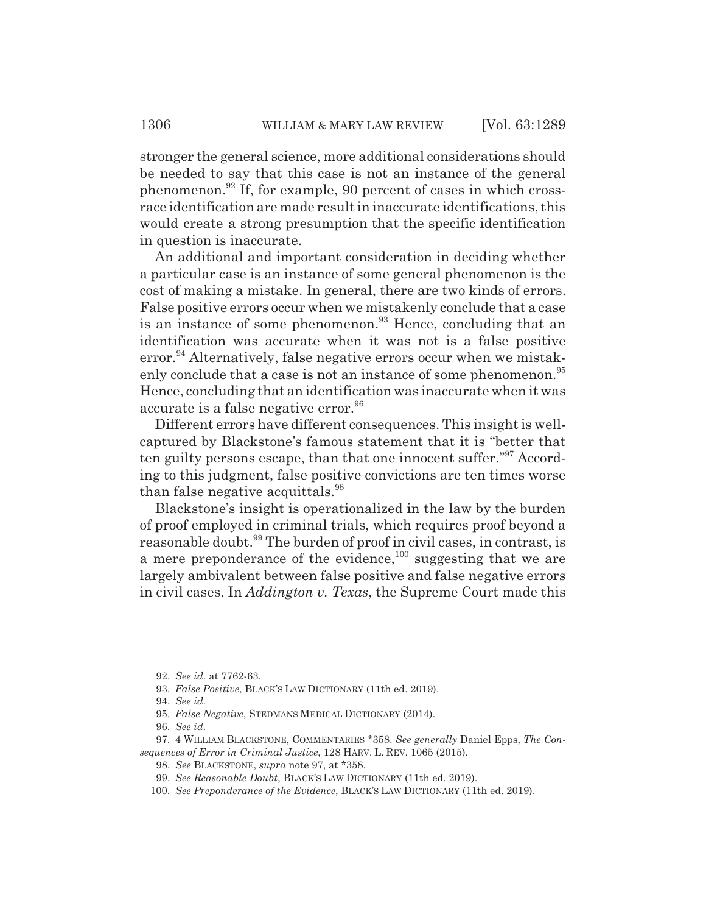stronger the general science, more additional considerations should be needed to say that this case is not an instance of the general phenomenon.[92] If, for example, 90 percent of cases in which cross-race identification are made result in inaccurate identifications, this would create a strong presumption that the specific identification in question is inaccurate.

An additional and important consideration in deciding whether a particular case is an instance of some general phenomenon is the cost of making a mistake. In general, there are two kinds of errors. False positive errors occur when we mistakenly conclude that a case is an instance of some phenomenon.[93] Hence, concluding that an identification was accurate when it was not is a false positive error.[94] Alternatively, false negative errors occur when we mistakenly conclude that a case is not an instance of some phenomenon.[95] Hence, concluding that an identification was inaccurate when it was accurate is a false negative error.[96]

Different errors have different consequences. This insight is well-captured by Blackstone's famous statement that it is "better that ten guilty persons escape, than that one innocent suffer."[97] According to this judgment, false positive convictions are ten times worse than false negative acquittals.[98]

Blackstone's insight is operationalized in the law by the burden of proof employed in criminal trials, which requires proof beyond a reasonable doubt.[99] The burden of proof in civil cases, in contrast, is a mere preponderance of the evidence,[100] suggesting that we are largely ambivalent between false positive and false negative errors in civil cases. In *Addington v. Texas*, the Supreme Court made this

---

92. *See id.* at 7762-63.

93. *False Positive*, BLACK'S LAW DICTIONARY (11th ed. 2019).

94. *See id.*

95. *False Negative*, STEDMANS MEDICAL DICTIONARY (2014).

96. *See id.*

97. 4 WILLIAM BLACKSTONE, COMMENTARIES *358. *See generally* Daniel Epps, *The Consequences of Error in Criminal Justice*, 128 HARV. L. REV. 1065 (2015).

98. *See* BLACKSTONE, *supra* note 97, at *358.

99. *See Reasonable Doubt*, BLACK'S LAW DICTIONARY (11th ed. 2019).

100. *See Preponderance of the Evidence*, BLACK'S LAW DICTIONARY (11th ed. 2019).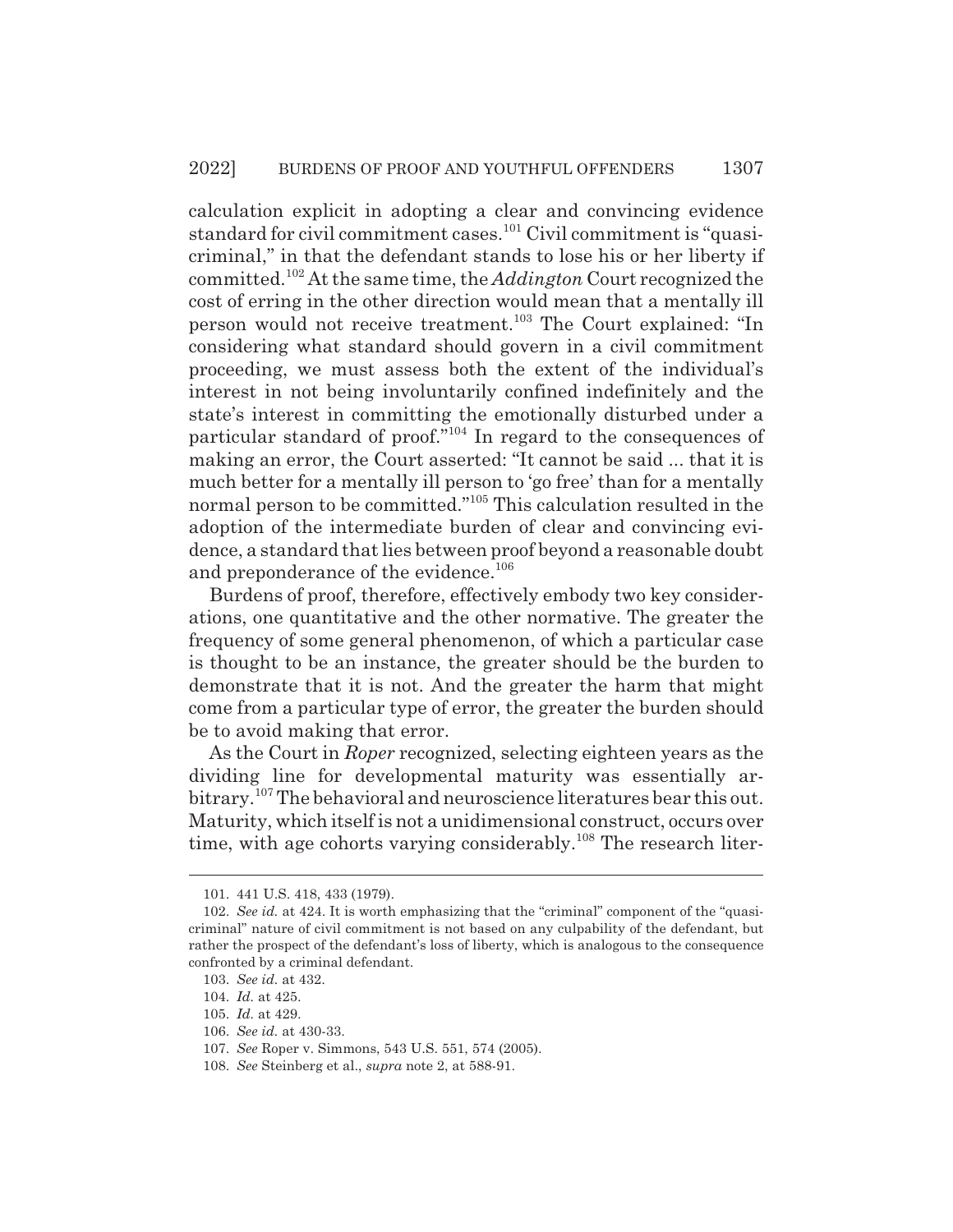calculation explicit in adopting a clear and convincing evidence standard for civil commitment cases.[101] Civil commitment is "quasi-criminal," in that the defendant stands to lose his or her liberty if committed.[102] At the same time, the *Addington* Court recognized the cost of erring in the other direction would mean that a mentally ill person would not receive treatment.[103] The Court explained: "In considering what standard should govern in a civil commitment proceeding, we must assess both the extent of the individual's interest in not being involuntarily confined indefinitely and the state's interest in committing the emotionally disturbed under a particular standard of proof."[104] In regard to the consequences of making an error, the Court asserted: "It cannot be said ... that it is much better for a mentally ill person to 'go free' than for a mentally normal person to be committed."[105] This calculation resulted in the adoption of the intermediate burden of clear and convincing evidence, a standard that lies between proof beyond a reasonable doubt and preponderance of the evidence.[106]

Burdens of proof, therefore, effectively embody two key considerations, one quantitative and the other normative. The greater the frequency of some general phenomenon, of which a particular case is thought to be an instance, the greater should be the burden to demonstrate that it is not. And the greater the harm that might come from a particular type of error, the greater the burden should be to avoid making that error.

As the Court in *Roper* recognized, selecting eighteen years as the dividing line for developmental maturity was essentially arbitrary.[107] The behavioral and neuroscience literatures bear this out. Maturity, which itself is not a unidimensional construct, occurs over time, with age cohorts varying considerably.[108] The research liter-

---

101. 441 U.S. 418, 433 (1979).

102. *See id.* at 424. It is worth emphasizing that the "criminal" component of the "quasi-criminal" nature of civil commitment is not based on any culpability of the defendant, but rather the prospect of the defendant's loss of liberty, which is analogous to the consequence confronted by a criminal defendant.

103. *See id.* at 432.

104. *Id.* at 425.

105. *Id.* at 429.

106. *See id.* at 430-33.

107. *See* Roper v. Simmons, 543 U.S. 551, 574 (2005).

108. *See* Steinberg et al., *supra* note 2, at 588-91.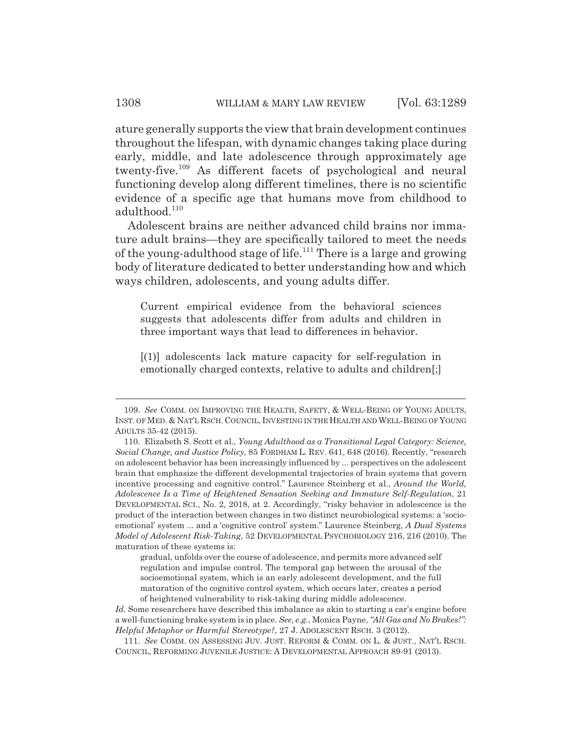ature generally supports the view that brain development continues throughout the lifespan, with dynamic changes taking place during early, middle, and late adolescence through approximately age twenty-five.[109] As different facets of psychological and neural functioning develop along different timelines, there is no scientific evidence of a specific age that humans move from childhood to adulthood.[110]

Adolescent brains are neither advanced child brains nor immature adult brains—they are specifically tailored to meet the needs of the young-adulthood stage of life.[111] There is a large and growing body of literature dedicated to better understanding how and which ways children, adolescents, and young adults differ.

> Current empirical evidence from the behavioral sciences suggests that adolescents differ from adults and children in three important ways that lead to differences in behavior.
>
> [(1)] adolescents lack mature capacity for self-regulation in emotionally charged contexts, relative to adults and children[;]

---

109. *See* COMM. ON IMPROVING THE HEALTH, SAFETY, & WELL-BEING OF YOUNG ADULTS, INST. OF MED. & NAT'L RSCH. COUNCIL, INVESTING IN THE HEALTH AND WELL-BEING OF YOUNG ADULTS 35-42 (2015).

110. Elizabeth S. Scott et al., *Young Adulthood as a Transitional Legal Category: Science, Social Change, and Justice Policy*, 85 FORDHAM L. REV. 641, 648 (2016). Recently, "research on adolescent behavior has been increasingly influenced by ... perspectives on the adolescent brain that emphasize the different developmental trajectories of brain systems that govern incentive processing and cognitive control." Laurence Steinberg et al., *Around the World, Adolescence Is a Time of Heightened Sensation Seeking and Immature Self-Regulation*, 21 DEVELOPMENTAL SCI., No. 2, 2018, at 2. Accordingly, "risky behavior in adolescence is the product of the interaction between changes in two distinct neurobiological systems: a 'socio-emotional' system ... and a 'cognitive control' system." Laurence Steinberg, *A Dual Systems Model of Adolescent Risk-Taking*, 52 DEVELOPMENTAL PSYCHOBIOLOGY 216, 216 (2010). The maturation of these systems is:

> gradual, unfolds over the course of adolescence, and permits more advanced self regulation and impulse control. The temporal gap between the arousal of the socioemotional system, which is an early adolescent development, and the full maturation of the cognitive control system, which occurs later, creates a period of heightened vulnerability to risk-taking during middle adolescence.

*Id.* Some researchers have described this imbalance as akin to starting a car's engine before a well-functioning brake system is in place. *See, e.g.*, Monica Payne, *"All Gas and No Brakes!": Helpful Metaphor or Harmful Stereotype?*, 27 J. ADOLESCENT RSCH. 3 (2012).

111. *See* COMM. ON ASSESSING JUV. JUST. REFORM & COMM. ON L. & JUST., NAT'L RSCH. COUNCIL, REFORMING JUVENILE JUSTICE: A DEVELOPMENTAL APPROACH 89-91 (2013).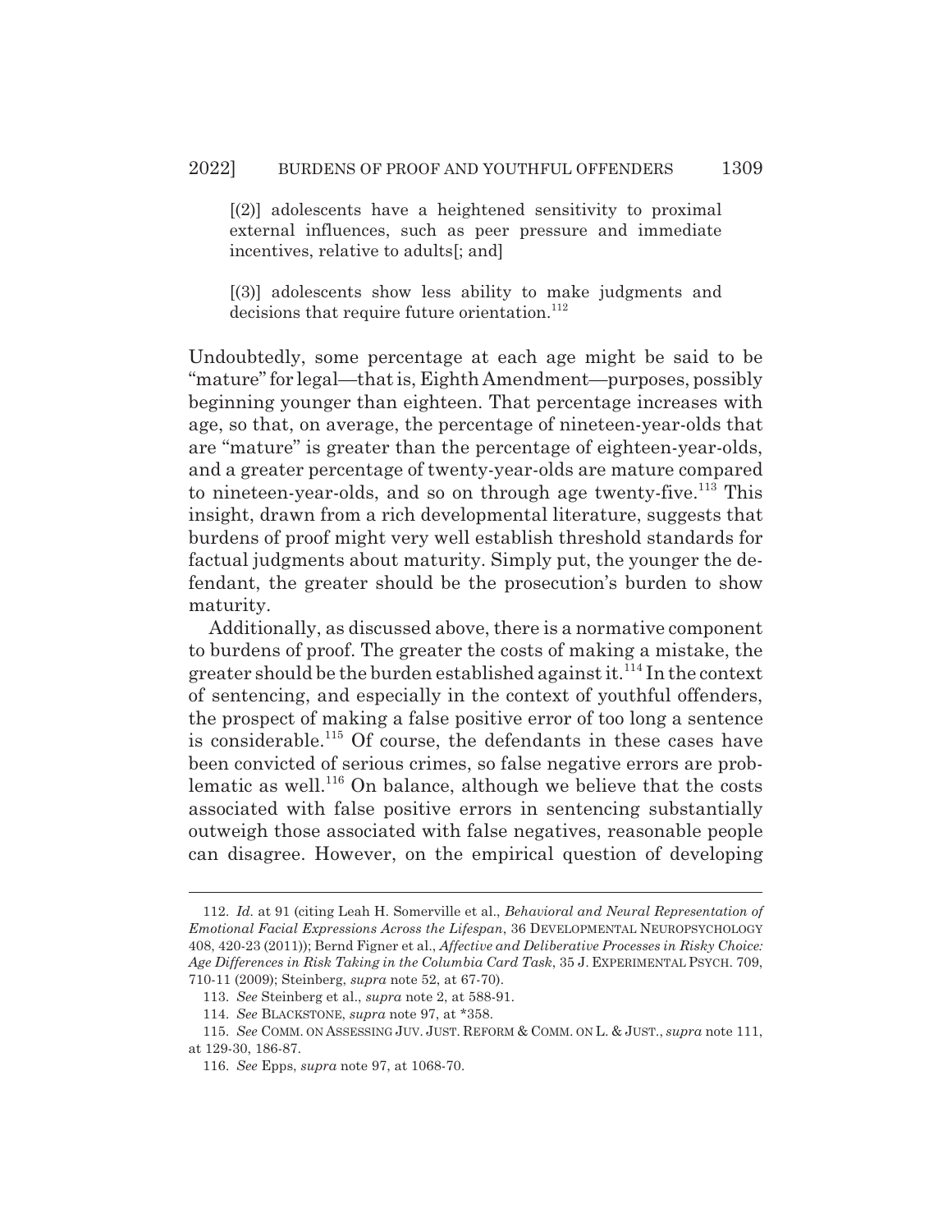> [(2)] adolescents have a heightened sensitivity to proximal external influences, such as peer pressure and immediate incentives, relative to adults[; and]
>
> [(3)] adolescents show less ability to make judgments and decisions that require future orientation.[112]

Undoubtedly, some percentage at each age might be said to be "mature" for legal—that is, Eighth Amendment—purposes, possibly beginning younger than eighteen. That percentage increases with age, so that, on average, the percentage of nineteen-year-olds that are "mature" is greater than the percentage of eighteen-year-olds, and a greater percentage of twenty-year-olds are mature compared to nineteen-year-olds, and so on through age twenty-five.[113] This insight, drawn from a rich developmental literature, suggests that burdens of proof might very well establish threshold standards for factual judgments about maturity. Simply put, the younger the defendant, the greater should be the prosecution's burden to show maturity.

Additionally, as discussed above, there is a normative component to burdens of proof. The greater the costs of making a mistake, the greater should be the burden established against it.[114] In the context of sentencing, and especially in the context of youthful offenders, the prospect of making a false positive error of too long a sentence is considerable.[115] Of course, the defendants in these cases have been convicted of serious crimes, so false negative errors are problematic as well.[116] On balance, although we believe that the costs associated with false positive errors in sentencing substantially outweigh those associated with false negatives, reasonable people can disagree. However, on the empirical question of developing

---

112. *Id.* at 91 (citing Leah H. Somerville et al., *Behavioral and Neural Representation of Emotional Facial Expressions Across the Lifespan*, 36 DEVELOPMENTAL NEUROPSYCHOLOGY 408, 420-23 (2011)); Bernd Figner et al., *Affective and Deliberative Processes in Risky Choice: Age Differences in Risk Taking in the Columbia Card Task*, 35 J. EXPERIMENTAL PSYCH. 709, 710-11 (2009); Steinberg, *supra* note 52, at 67-70).

113. *See* Steinberg et al., *supra* note 2, at 588-91.

114. *See* BLACKSTONE, *supra* note 97, at *358.

115. *See* COMM. ON ASSESSING JUV. JUST. REFORM & COMM. ON L. & JUST., *supra* note 111, at 129-30, 186-87.

116. *See* Epps, *supra* note 97, at 1068-70.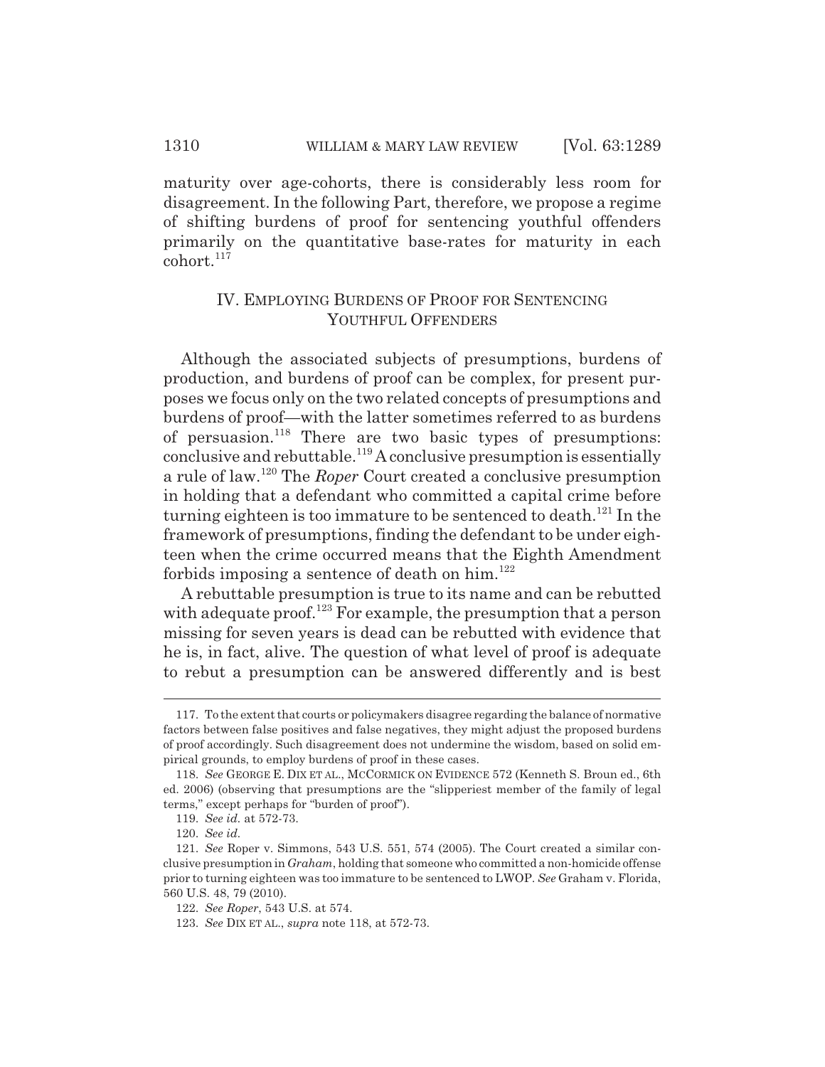maturity over age-cohorts, there is considerably less room for disagreement. In the following Part, therefore, we propose a regime of shifting burdens of proof for sentencing youthful offenders primarily on the quantitative base-rates for maturity in each cohort.[117]

## IV. EMPLOYING BURDENS OF PROOF FOR SENTENCING YOUTHFUL OFFENDERS

Although the associated subjects of presumptions, burdens of production, and burdens of proof can be complex, for present purposes we focus only on the two related concepts of presumptions and burdens of proof—with the latter sometimes referred to as burdens of persuasion.[118] There are two basic types of presumptions: conclusive and rebuttable.[119] A conclusive presumption is essentially a rule of law.[120] The *Roper* Court created a conclusive presumption in holding that a defendant who committed a capital crime before turning eighteen is too immature to be sentenced to death.[121] In the framework of presumptions, finding the defendant to be under eighteen when the crime occurred means that the Eighth Amendment forbids imposing a sentence of death on him.[122]

A rebuttable presumption is true to its name and can be rebutted with adequate proof.[123] For example, the presumption that a person missing for seven years is dead can be rebutted with evidence that he is, in fact, alive. The question of what level of proof is adequate to rebut a presumption can be answered differently and is best

---

117. To the extent that courts or policymakers disagree regarding the balance of normative factors between false positives and false negatives, they might adjust the proposed burdens of proof accordingly. Such disagreement does not undermine the wisdom, based on solid empirical grounds, to employ burdens of proof in these cases.

118. *See* GEORGE E. DIX ET AL., MCCORMICK ON EVIDENCE 572 (Kenneth S. Broun ed., 6th ed. 2006) (observing that presumptions are the "slipperiest member of the family of legal terms," except perhaps for "burden of proof").

119. *See id.* at 572-73.

120. *See id.*

121. *See* Roper v. Simmons, 543 U.S. 551, 574 (2005). The Court created a similar conclusive presumption in *Graham*, holding that someone who committed a non-homicide offense prior to turning eighteen was too immature to be sentenced to LWOP. *See* Graham v. Florida, 560 U.S. 48, 79 (2010).

122. *See Roper*, 543 U.S. at 574.

123. *See* DIX ET AL., *supra* note 118, at 572-73.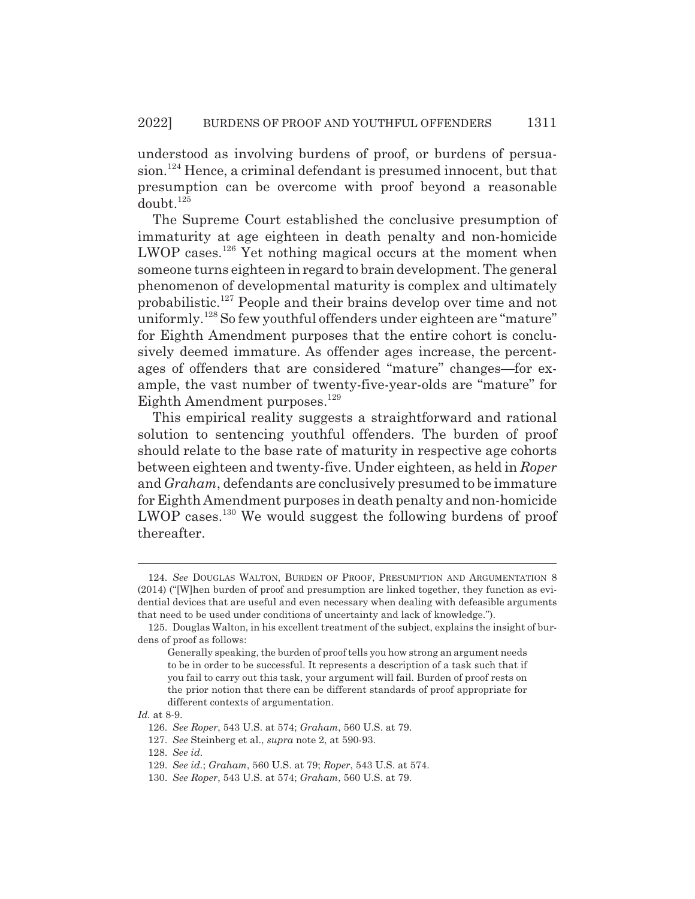understood as involving burdens of proof, or burdens of persuasion.[124] Hence, a criminal defendant is presumed innocent, but that presumption can be overcome with proof beyond a reasonable doubt.[125]

The Supreme Court established the conclusive presumption of immaturity at age eighteen in death penalty and non-homicide LWOP cases.[126] Yet nothing magical occurs at the moment when someone turns eighteen in regard to brain development. The general phenomenon of developmental maturity is complex and ultimately probabilistic.[127] People and their brains develop over time and not uniformly.[128] So few youthful offenders under eighteen are "mature" for Eighth Amendment purposes that the entire cohort is conclusively deemed immature. As offender ages increase, the percentages of offenders that are considered "mature" changes—for example, the vast number of twenty-five-year-olds are "mature" for Eighth Amendment purposes.[129]

This empirical reality suggests a straightforward and rational solution to sentencing youthful offenders. The burden of proof should relate to the base rate of maturity in respective age cohorts between eighteen and twenty-five. Under eighteen, as held in *Roper* and *Graham*, defendants are conclusively presumed to be immature for Eighth Amendment purposes in death penalty and non-homicide LWOP cases.[130] We would suggest the following burdens of proof thereafter.

---

124. *See* DOUGLAS WALTON, BURDEN OF PROOF, PRESUMPTION AND ARGUMENTATION 8 (2014) ("[W]hen burden of proof and presumption are linked together, they function as evidential devices that are useful and even necessary when dealing with defeasible arguments that need to be used under conditions of uncertainty and lack of knowledge.").

125. Douglas Walton, in his excellent treatment of the subject, explains the insight of burdens of proof as follows:

> Generally speaking, the burden of proof tells you how strong an argument needs to be in order to be successful. It represents a description of a task such that if you fail to carry out this task, your argument will fail. Burden of proof rests on the prior notion that there can be different standards of proof appropriate for different contexts of argumentation.

*Id.* at 8-9.

126. *See Roper*, 543 U.S. at 574; *Graham*, 560 U.S. at 79.

127. *See* Steinberg et al., *supra* note 2, at 590-93.

128. *See id.*

129. *See id.*; *Graham*, 560 U.S. at 79; *Roper*, 543 U.S. at 574.

130. *See Roper*, 543 U.S. at 574; *Graham*, 560 U.S. at 79.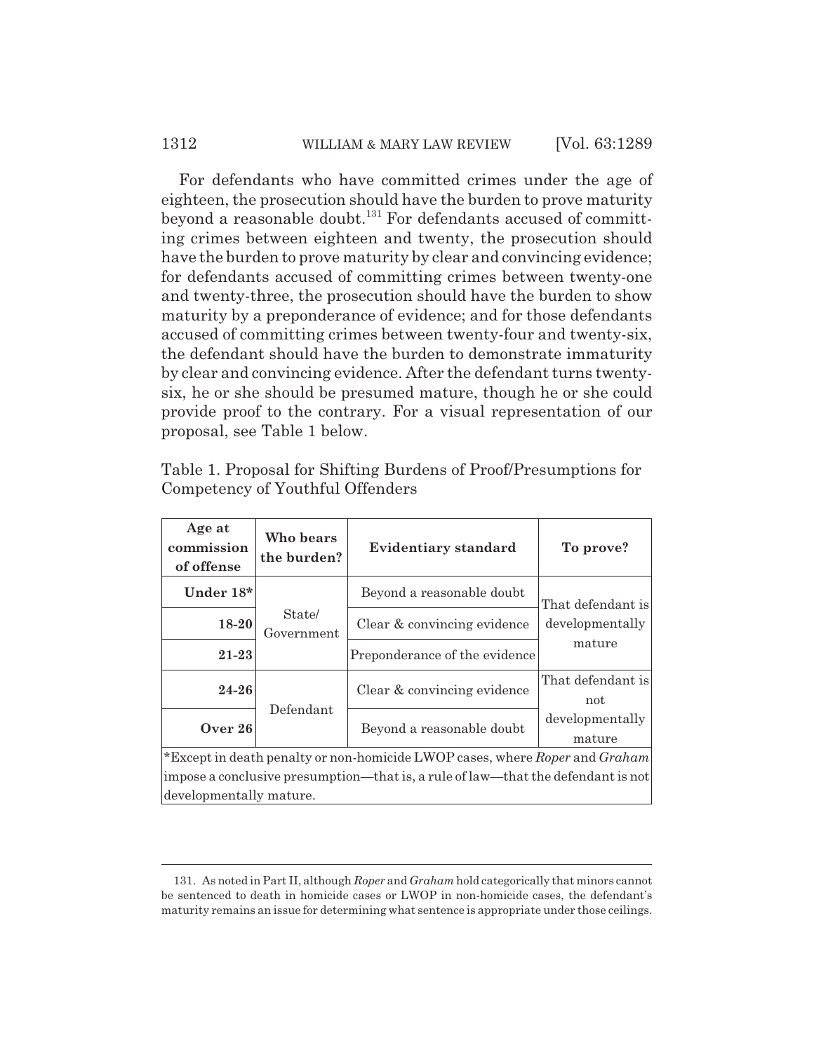For defendants who have committed crimes under the age of eighteen, the prosecution should have the burden to prove maturity beyond a reasonable doubt.[131] For defendants accused of committing crimes between eighteen and twenty, the prosecution should have the burden to prove maturity by clear and convincing evidence; for defendants accused of committing crimes between twenty-one and twenty-three, the prosecution should have the burden to show maturity by a preponderance of evidence; and for those defendants accused of committing crimes between twenty-four and twenty-six, the defendant should have the burden to demonstrate immaturity by clear and convincing evidence. After the defendant turns twenty-six, he or she should be presumed mature, though he or she could provide proof to the contrary. For a visual representation of our proposal, see Table 1 below.

Table 1. Proposal for Shifting Burdens of Proof/Presumptions for Competency of Youthful Offenders

| Age at commission of offense | Who bears the burden? | Evidentiary standard | To prove? |
|---|---|---|---|
| **Under 18*** | State/ Government | Beyond a reasonable doubt | That defendant is developmentally mature |
| **18-20** | | Clear & convincing evidence | |
| **21-23** | | Preponderance of the evidence | |
| **24-26** | Defendant | Clear & convincing evidence | That defendant is not developmentally mature |
| **Over 26** | | Beyond a reasonable doubt | |

*Except in death penalty or non-homicide LWOP cases, where *Roper* and *Graham* impose a conclusive presumption—that is, a rule of law—that the defendant is not developmentally mature.

131. As noted in Part II, although *Roper* and *Graham* hold categorically that minors cannot be sentenced to death in homicide cases or LWOP in non-homicide cases, the defendant's maturity remains an issue for determining what sentence is appropriate under those ceilings.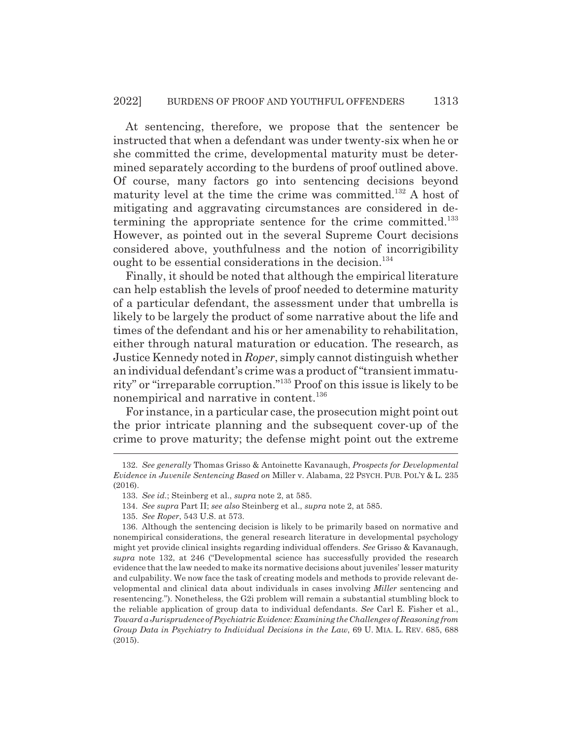At sentencing, therefore, we propose that the sentencer be instructed that when a defendant was under twenty-six when he or she committed the crime, developmental maturity must be determined separately according to the burdens of proof outlined above. Of course, many factors go into sentencing decisions beyond maturity level at the time the crime was committed.[132] A host of mitigating and aggravating circumstances are considered in determining the appropriate sentence for the crime committed.[133] However, as pointed out in the several Supreme Court decisions considered above, youthfulness and the notion of incorrigibility ought to be essential considerations in the decision.[134]

Finally, it should be noted that although the empirical literature can help establish the levels of proof needed to determine maturity of a particular defendant, the assessment under that umbrella is likely to be largely the product of some narrative about the life and times of the defendant and his or her amenability to rehabilitation, either through natural maturation or education. The research, as Justice Kennedy noted in *Roper*, simply cannot distinguish whether an individual defendant's crime was a product of "transient immaturity" or "irreparable corruption."[135] Proof on this issue is likely to be nonempirical and narrative in content.[136]

For instance, in a particular case, the prosecution might point out the prior intricate planning and the subsequent cover-up of the crime to prove maturity; the defense might point out the extreme

---

132. *See generally* Thomas Grisso & Antoinette Kavanaugh, *Prospects for Developmental Evidence in Juvenile Sentencing Based on* Miller v. Alabama, 22 PSYCH. PUB. POL'Y & L. 235 (2016).

133. *See id.*; Steinberg et al., *supra* note 2, at 585.

134. *See supra* Part II; *see also* Steinberg et al., *supra* note 2, at 585.

135. *See Roper*, 543 U.S. at 573.

136. Although the sentencing decision is likely to be primarily based on normative and nonempirical considerations, the general research literature in developmental psychology might yet provide clinical insights regarding individual offenders. *See* Grisso & Kavanaugh, *supra* note 132, at 246 ("Developmental science has successfully provided the research evidence that the law needed to make its normative decisions about juveniles' lesser maturity and culpability. We now face the task of creating models and methods to provide relevant developmental and clinical data about individuals in cases involving *Miller* sentencing and resentencing."). Nonetheless, the G2i problem will remain a substantial stumbling block to the reliable application of group data to individual defendants. *See* Carl E. Fisher et al., *Toward a Jurisprudence of Psychiatric Evidence: Examining the Challenges of Reasoning from Group Data in Psychiatry to Individual Decisions in the Law*, 69 U. MIA. L. REV. 685, 688 (2015).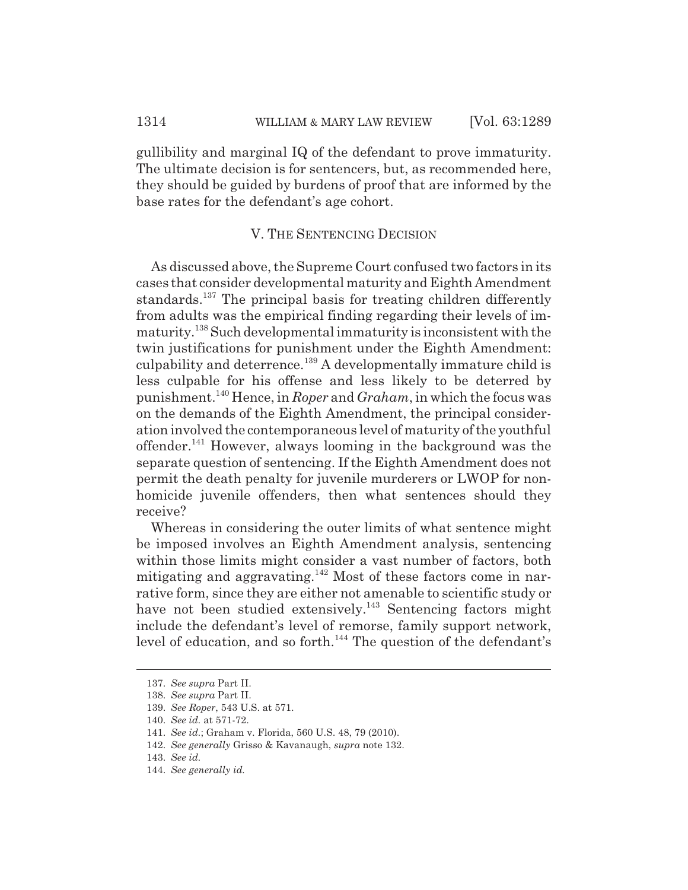gullibility and marginal IQ of the defendant to prove immaturity. The ultimate decision is for sentencers, but, as recommended here, they should be guided by burdens of proof that are informed by the base rates for the defendant's age cohort.

## V. THE SENTENCING DECISION

As discussed above, the Supreme Court confused two factors in its cases that consider developmental maturity and Eighth Amendment standards.[137] The principal basis for treating children differently from adults was the empirical finding regarding their levels of immaturity.[138] Such developmental immaturity is inconsistent with the twin justifications for punishment under the Eighth Amendment: culpability and deterrence.[139] A developmentally immature child is less culpable for his offense and less likely to be deterred by punishment.[140] Hence, in *Roper* and *Graham*, in which the focus was on the demands of the Eighth Amendment, the principal consideration involved the contemporaneous level of maturity of the youthful offender.[141] However, always looming in the background was the separate question of sentencing. If the Eighth Amendment does not permit the death penalty for juvenile murderers or LWOP for nonhomicide juvenile offenders, then what sentences should they receive?

Whereas in considering the outer limits of what sentence might be imposed involves an Eighth Amendment analysis, sentencing within those limits might consider a vast number of factors, both mitigating and aggravating.[142] Most of these factors come in narrative form, since they are either not amenable to scientific study or have not been studied extensively.[143] Sentencing factors might include the defendant's level of remorse, family support network, level of education, and so forth.[144] The question of the defendant's

---

137. *See supra* Part II.

138. *See supra* Part II.

139. *See Roper*, 543 U.S. at 571.

140. *See id.* at 571-72.

141. *See id.*; Graham v. Florida, 560 U.S. 48, 79 (2010).

142. *See generally* Grisso & Kavanaugh, *supra* note 132.

143. *See id.*

144. *See generally id.*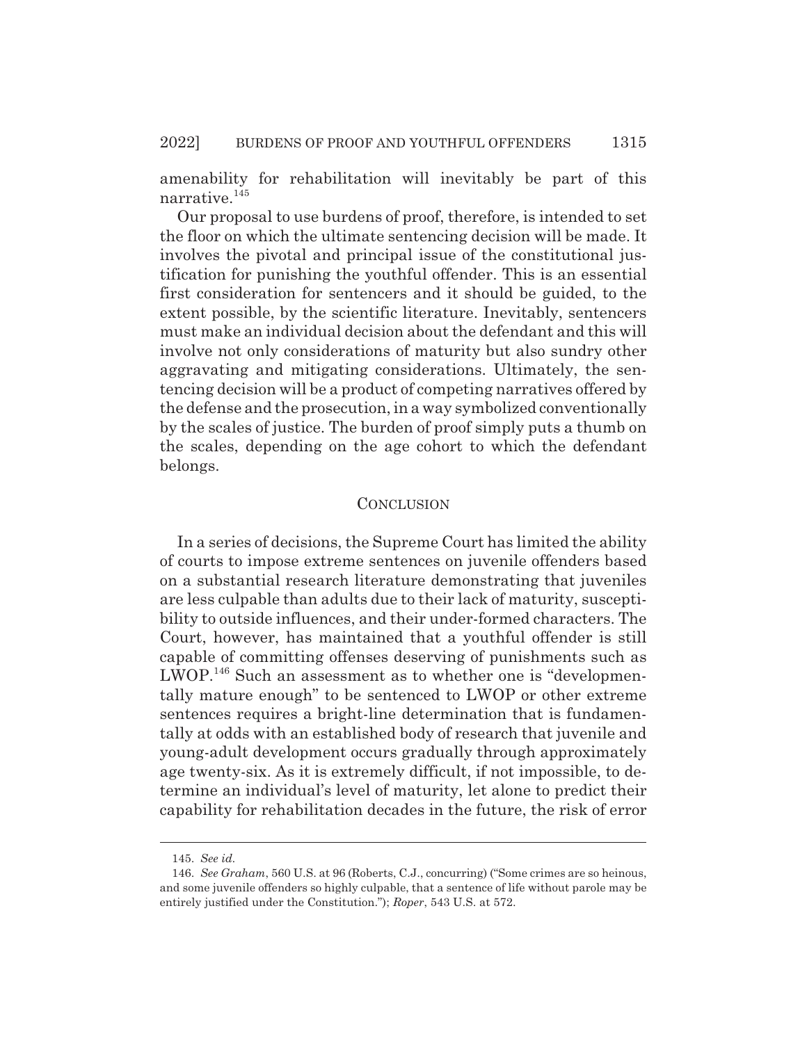amenability for rehabilitation will inevitably be part of this narrative.[145]

Our proposal to use burdens of proof, therefore, is intended to set the floor on which the ultimate sentencing decision will be made. It involves the pivotal and principal issue of the constitutional justification for punishing the youthful offender. This is an essential first consideration for sentencers and it should be guided, to the extent possible, by the scientific literature. Inevitably, sentencers must make an individual decision about the defendant and this will involve not only considerations of maturity but also sundry other aggravating and mitigating considerations. Ultimately, the sentencing decision will be a product of competing narratives offered by the defense and the prosecution, in a way symbolized conventionally by the scales of justice. The burden of proof simply puts a thumb on the scales, depending on the age cohort to which the defendant belongs.

## CONCLUSION

In a series of decisions, the Supreme Court has limited the ability of courts to impose extreme sentences on juvenile offenders based on a substantial research literature demonstrating that juveniles are less culpable than adults due to their lack of maturity, susceptibility to outside influences, and their under-formed characters. The Court, however, has maintained that a youthful offender is still capable of committing offenses deserving of punishments such as LWOP.[146] Such an assessment as to whether one is "developmentally mature enough" to be sentenced to LWOP or other extreme sentences requires a bright-line determination that is fundamentally at odds with an established body of research that juvenile and young-adult development occurs gradually through approximately age twenty-six. As it is extremely difficult, if not impossible, to determine an individual's level of maturity, let alone to predict their capability for rehabilitation decades in the future, the risk of error

---

145. *See id.*

146. *See Graham*, 560 U.S. at 96 (Roberts, C.J., concurring) ("Some crimes are so heinous, and some juvenile offenders so highly culpable, that a sentence of life without parole may be entirely justified under the Constitution."); *Roper*, 543 U.S. at 572.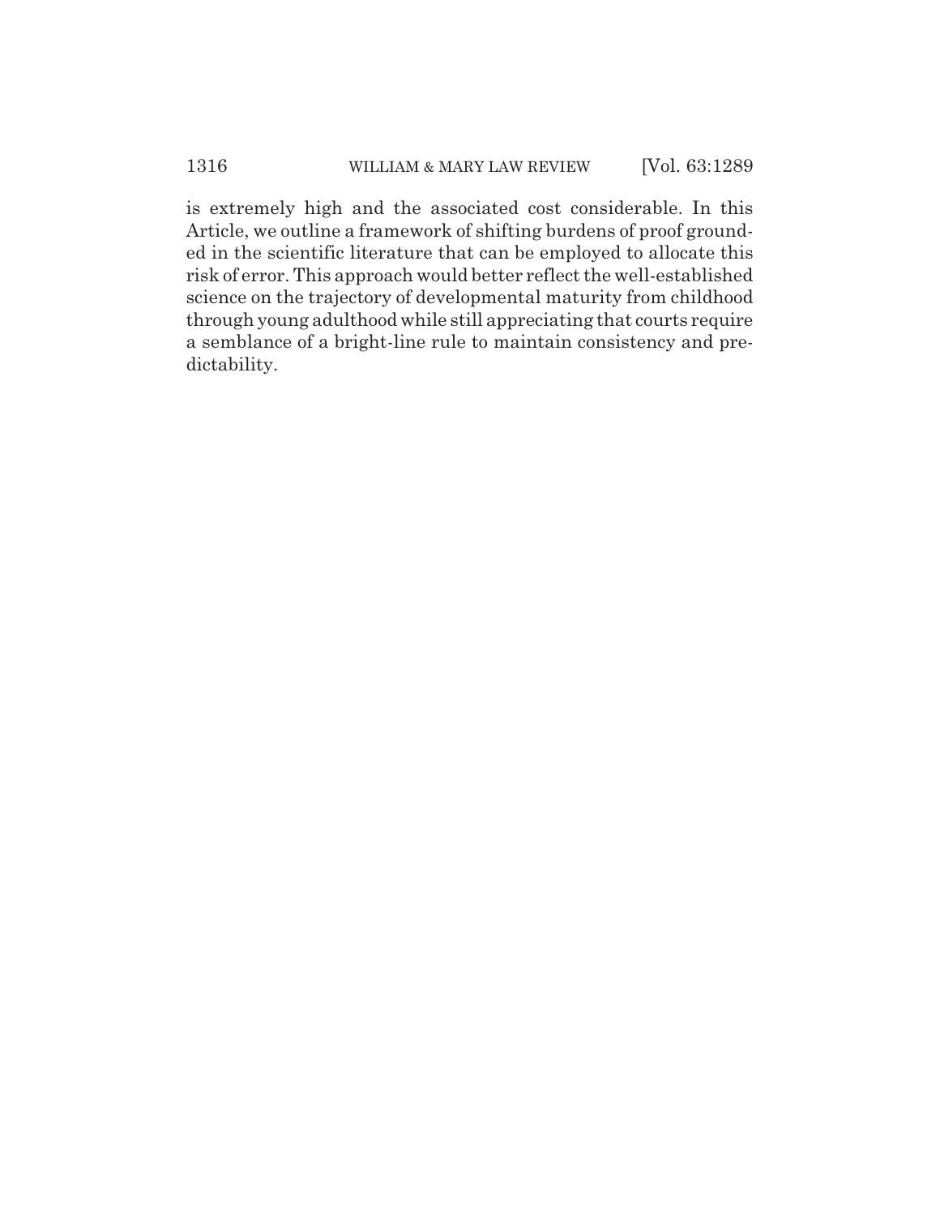is extremely high and the associated cost considerable. In this Article, we outline a framework of shifting burdens of proof grounded in the scientific literature that can be employed to allocate this risk of error. This approach would better reflect the well-established science on the trajectory of developmental maturity from childhood through young adulthood while still appreciating that courts require a semblance of a bright-line rule to maintain consistency and predictability.